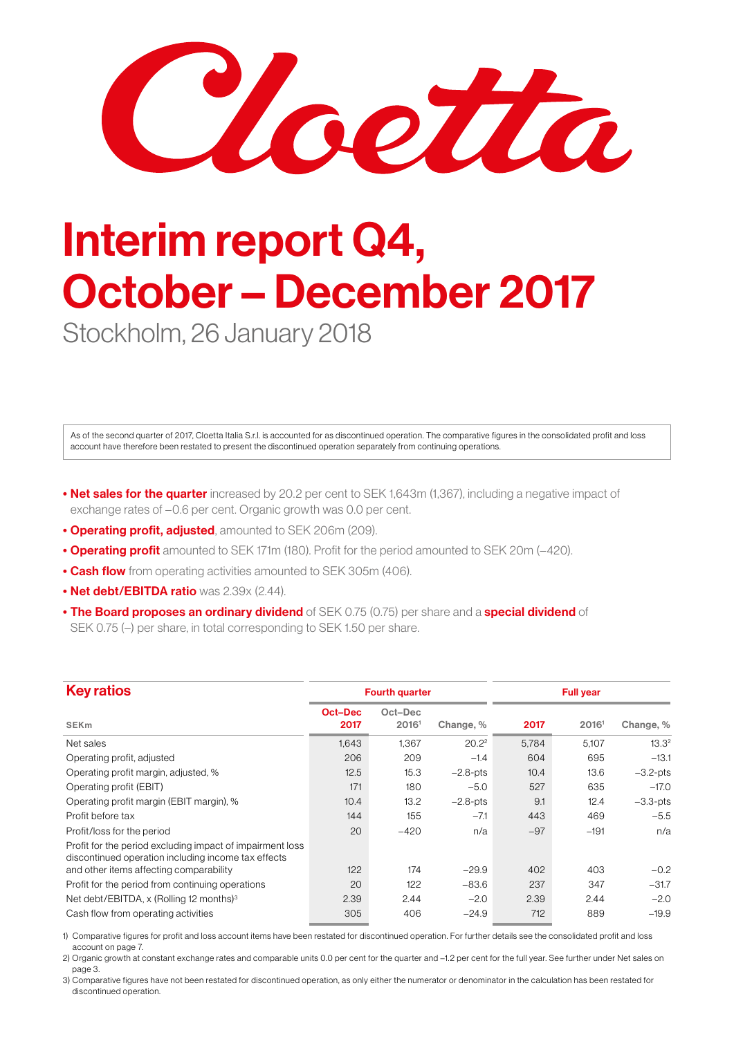Cloetta

# Interim report Q4, October – December 2017

Stockholm, 26 January 2018

As of the second quarter of 2017, Cloetta Italia S.r.l. is accounted for as discontinued operation. The comparative figures in the consolidated profit and loss account have therefore been restated to present the discontinued operation separately from continuing operations.

- **Net sales for the quarter** increased by 20.2 per cent to SEK 1,643m (1,367), including a negative impact of exchange rates of –0.6 per cent. Organic growth was 0.0 per cent.
- **Operating profit, adjusted**, amounted to SEK 206m (209).
- **Operating profit** amounted to SEK 171m (180). Profit for the period amounted to SEK 20m (–420).
- **Cash flow** from operating activities amounted to SEK 305m (406).
- **Net debt/EBITDA ratio** was 2.39x (2.44).
- **The Board proposes an ordinary dividend** of SEK 0.75 (0.75) per share and a **special dividend** of SEK 0.75 (–) per share, in total corresponding to SEK 1.50 per share.

## Key ratios

| SEKm | Fourth quarter | | | Full year | | |
|---|---|---|---|---|---|---|
| | Oct–Dec 2017 | Oct–Dec 2016[1] | Change, % | 2017 | 2016[1] | Change, % |
| Net sales | 1,643 | 1,367 | 20.2[2] | 5,784 | 5,107 | 13.3[2] |
| Operating profit, adjusted | 206 | 209 | –1.4 | 604 | 695 | –13.1 |
| Operating profit margin, adjusted, % | 12.5 | 15.3 | –2.8-pts | 10.4 | 13.6 | –3.2-pts |
| Operating profit (EBIT) | 171 | 180 | –5.0 | 527 | 635 | –17.0 |
| Operating profit margin (EBIT margin), % | 10.4 | 13.2 | –2.8-pts | 9.1 | 12.4 | –3.3-pts |
| Profit before tax | 144 | 155 | –7.1 | 443 | 469 | –5.5 |
| Profit/loss for the period | 20 | –420 | n/a | –97 | –191 | n/a |
| Profit for the period excluding impact of impairment loss discontinued operation including income tax effects and other items affecting comparability | 122 | 174 | –29.9 | 402 | 403 | –0.2 |
| Profit for the period from continuing operations | 20 | 122 | –83.6 | 237 | 347 | –31.7 |
| Net debt/EBITDA, x (Rolling 12 months)[3] | 2.39 | 2.44 | –2.0 | 2.39 | 2.44 | –2.0 |
| Cash flow from operating activities | 305 | 406 | –24.9 | 712 | 889 | –19.9 |

1) Comparative figures for profit and loss account items have been restated for discontinued operation. For further details see the consolidated profit and loss account on page 7.

2) Organic growth at constant exchange rates and comparable units 0.0 per cent for the quarter and –1.2 per cent for the full year. See further under Net sales on page 3.

3) Comparative figures have not been restated for discontinued operation, as only either the numerator or denominator in the calculation has been restated for discontinued operation.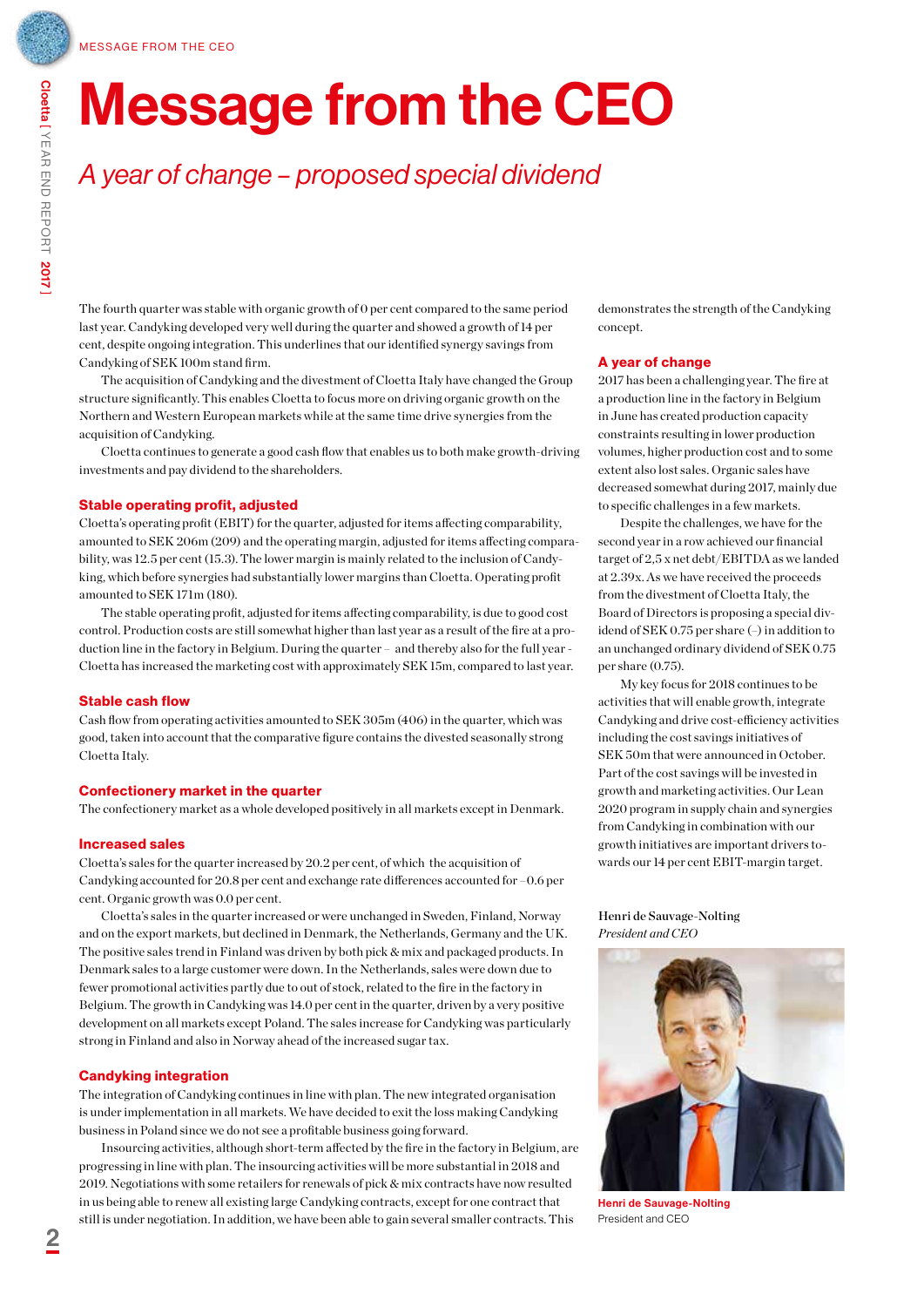# Message from the CEO

*A year of change – proposed special dividend*

The fourth quarter was stable with organic growth of 0 per cent compared to the same period last year. Candyking developed very well during the quarter and showed a growth of 14 per cent, despite ongoing integration. This underlines that our identified synergy savings from Candyking of SEK 100m stand firm.

The acquisition of Candyking and the divestment of Cloetta Italy have changed the Group structure significantly. This enables Cloetta to focus more on driving organic growth on the Northern and Western European markets while at the same time drive synergies from the acquisition of Candyking.

Cloetta continues to generate a good cash flow that enables us to both make growth-driving investments and pay dividend to the shareholders.

## Stable operating profit, adjusted

Cloetta's operating profit (EBIT) for the quarter, adjusted for items affecting comparability, amounted to SEK 206m (209) and the operating margin, adjusted for items affecting comparability, was 12.5 per cent (15.3). The lower margin is mainly related to the inclusion of Candyking, which before synergies had substantially lower margins than Cloetta. Operating profit amounted to SEK 171m (180).

The stable operating profit, adjusted for items affecting comparability, is due to good cost control. Production costs are still somewhat higher than last year as a result of the fire at a production line in the factory in Belgium. During the quarter – and thereby also for the full year - Cloetta has increased the marketing cost with approximately SEK 15m, compared to last year.

## Stable cash flow

Cash flow from operating activities amounted to SEK 305m (406) in the quarter, which was good, taken into account that the comparative figure contains the divested seasonally strong Cloetta Italy.

## Confectionery market in the quarter

The confectionery market as a whole developed positively in all markets except in Denmark.

## Increased sales

Cloetta's sales for the quarter increased by 20.2 per cent, of which the acquisition of Candyking accounted for 20.8 per cent and exchange rate differences accounted for –0.6 per cent. Organic growth was 0.0 per cent.

Cloetta's sales in the quarter increased or were unchanged in Sweden, Finland, Norway and on the export markets, but declined in Denmark, the Netherlands, Germany and the UK. The positive sales trend in Finland was driven by both pick & mix and packaged products. In Denmark sales to a large customer were down. In the Netherlands, sales were down due to fewer promotional activities partly due to out of stock, related to the fire in the factory in Belgium. The growth in Candyking was 14.0 per cent in the quarter, driven by a very positive development on all markets except Poland. The sales increase for Candyking was particularly strong in Finland and also in Norway ahead of the increased sugar tax.

## Candyking integration

The integration of Candyking continues in line with plan. The new integrated organisation is under implementation in all markets. We have decided to exit the loss making Candyking business in Poland since we do not see a profitable business going forward.

Insourcing activities, although short-term affected by the fire in the factory in Belgium, are progressing in line with plan. The insourcing activities will be more substantial in 2018 and 2019. Negotiations with some retailers for renewals of pick & mix contracts have now resulted in us being able to renew all existing large Candyking contracts, except for one contract that still is under negotiation. In addition, we have been able to gain several smaller contracts. This demonstrates the strength of the Candyking concept.

## A year of change

2017 has been a challenging year. The fire at a production line in the factory in Belgium in June has created production capacity constraints resulting in lower production volumes, higher production cost and to some extent also lost sales. Organic sales have decreased somewhat during 2017, mainly due to specific challenges in a few markets.

Despite the challenges, we have for the second year in a row achieved our financial target of 2,5 x net debt/EBITDA as we landed at 2.39x. As we have received the proceeds from the divestment of Cloetta Italy, the Board of Directors is proposing a special dividend of SEK 0.75 per share (–) in addition to an unchanged ordinary dividend of SEK 0.75 per share (0.75).

My key focus for 2018 continues to be activities that will enable growth, integrate Candyking and drive cost-efficiency activities including the cost savings initiatives of SEK 50m that were announced in October. Part of the cost savings will be invested in growth and marketing activities. Our Lean 2020 program in supply chain and synergies from Candyking in combination with our growth initiatives are important drivers towards our 14 per cent EBIT-margin target.

Henri de Sauvage-Nolting
*President and CEO*

**Henri de Sauvage-Nolting**
President and CEO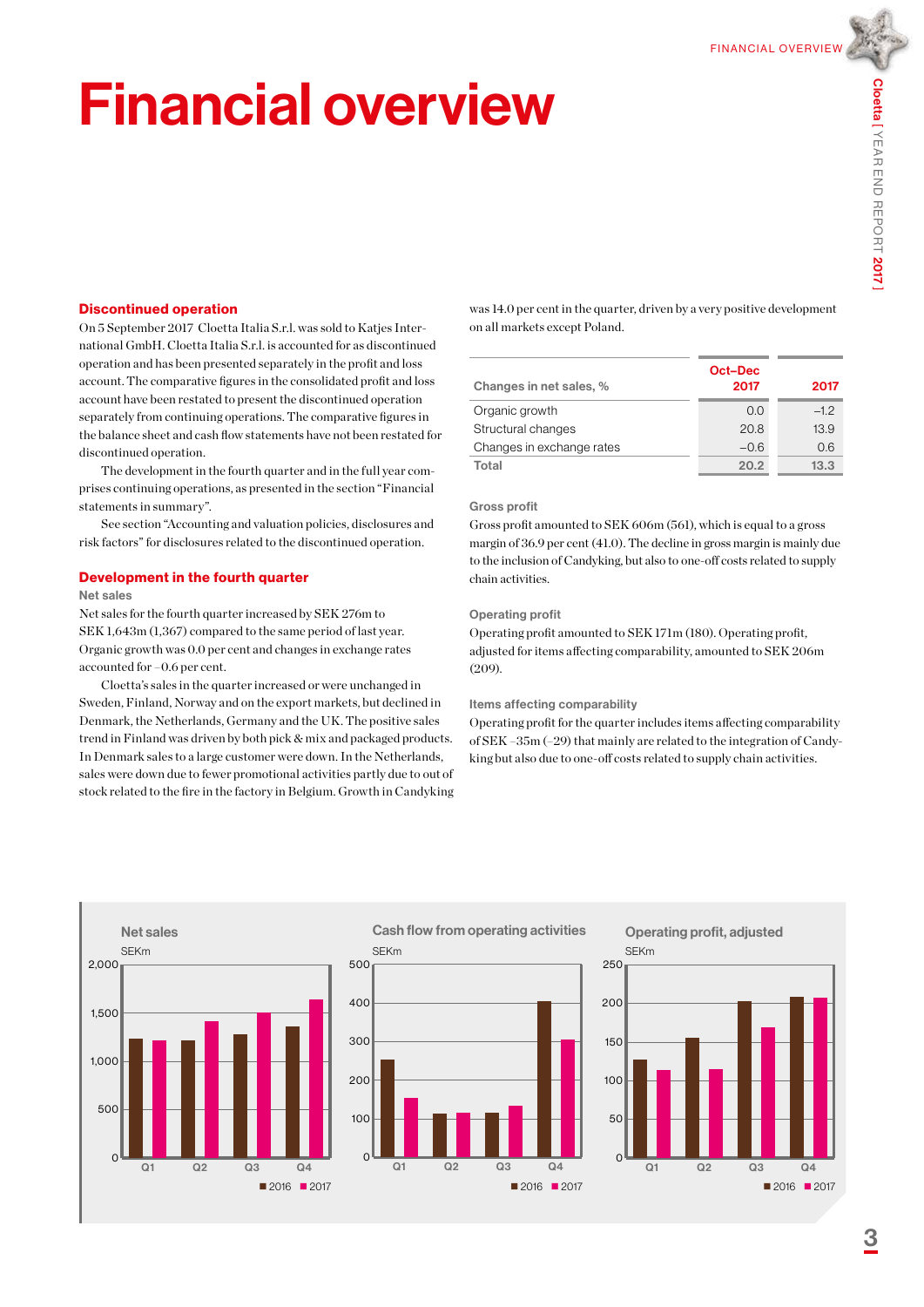# Financial overview

## Discontinued operation

On 5 September 2017 Cloetta Italia S.r.l. was sold to Katjes International GmbH. Cloetta Italia S.r.l. is accounted for as discontinued operation and has been presented separately in the profit and loss account. The comparative figures in the consolidated profit and loss account have been restated to present the discontinued operation separately from continuing operations. The comparative figures in the balance sheet and cash flow statements have not been restated for discontinued operation.

The development in the fourth quarter and in the full year comprises continuing operations, as presented in the section "Financial statements in summary".

See section "Accounting and valuation policies, disclosures and risk factors" for disclosures related to the discontinued operation.

## Development in the fourth quarter

### Net sales

Net sales for the fourth quarter increased by SEK 276m to SEK 1,643m (1,367) compared to the same period of last year. Organic growth was 0.0 per cent and changes in exchange rates accounted for –0.6 per cent.

Cloetta's sales in the quarter increased or were unchanged in Sweden, Finland, Norway and on the export markets, but declined in Denmark, the Netherlands, Germany and the UK. The positive sales trend in Finland was driven by both pick & mix and packaged products. In Denmark sales to a large customer were down. In the Netherlands, sales were down due to fewer promotional activities partly due to out of stock related to the fire in the factory in Belgium. Growth in Candyking was 14.0 per cent in the quarter, driven by a very positive development on all markets except Poland.

| Changes in net sales, % | Oct–Dec 2017 | 2017 |
|---|---|---|
| Organic growth | 0.0 | –1.2 |
| Structural changes | 20.8 | 13.9 |
| Changes in exchange rates | –0.6 | 0.6 |
| **Total** | **20.2** | **13.3** |

### Gross profit

Gross profit amounted to SEK 606m (561), which is equal to a gross margin of 36.9 per cent (41.0). The decline in gross margin is mainly due to the inclusion of Candyking, but also to one-off costs related to supply chain activities.

### Operating profit

Operating profit amounted to SEK 171m (180). Operating profit, adjusted for items affecting comparability, amounted to SEK 206m (209).

### Items affecting comparability

Operating profit for the quarter includes items affecting comparability of SEK –35m (–29) that mainly are related to the integration of Candyking but also due to one-off costs related to supply chain activities.

**Net sales**
SEKm

**Cash flow from operating activities**
SEKm

**Operating profit, adjusted**
SEKm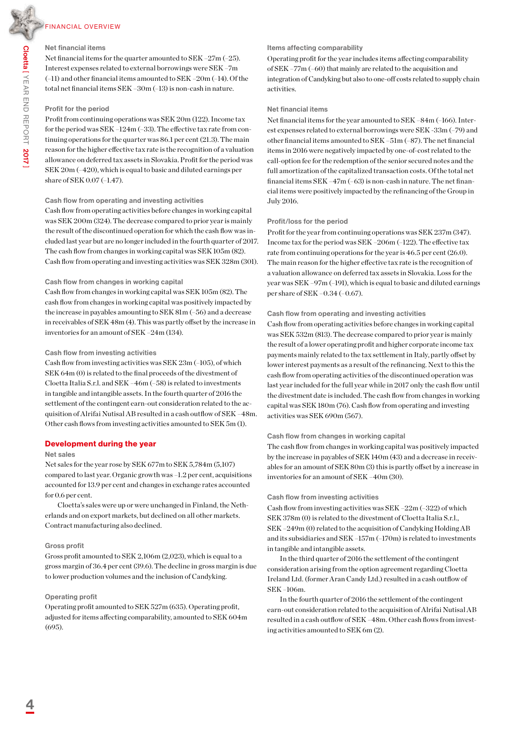## FINANCIAL OVERVIEW

### Net financial items

Net financial items for the quarter amounted to SEK –27m (–25). Interest expenses related to external borrowings were SEK –7m (–11) and other financial items amounted to SEK –20m (–14). Of the total net financial items SEK –30m (–13) is non-cash in nature.

### Profit for the period

Profit from continuing operations was SEK 20m (122). Income tax for the period was SEK –124m (–33). The effective tax rate from continuing operations for the quarter was 86.1 per cent (21.3). The main reason for the higher effective tax rate is the recognition of a valuation allowance on deferred tax assets in Slovakia. Profit for the period was SEK 20m (–420), which is equal to basic and diluted earnings per share of SEK 0.07 (–1.47).

### Cash flow from operating and investing activities

Cash flow from operating activities before changes in working capital was SEK 200m (324). The decrease compared to prior year is mainly the result of the discontinued operation for which the cash flow was included last year but are no longer included in the fourth quarter of 2017. The cash flow from changes in working capital was SEK 105m (82). Cash flow from operating and investing activities was SEK 328m (301).

### Cash flow from changes in working capital

Cash flow from changes in working capital was SEK 105m (82). The cash flow from changes in working capital was positively impacted by the increase in payables amounting to SEK 81m (–56) and a decrease in receivables of SEK 48m (4). This was partly offset by the increase in inventories for an amount of SEK –24m (134).

### Cash flow from investing activities

Cash flow from investing activities was SEK 23m (–105), of which SEK 64m (0) is related to the final proceeds of the divestment of Cloetta Italia S.r.l. and SEK –46m (–58) is related to investments in tangible and intangible assets. In the fourth quarter of 2016 the settlement of the contingent earn-out consideration related to the acquisition of Alrifai Nutisal AB resulted in a cash outflow of SEK –48m. Other cash flows from investing activities amounted to SEK 5m (1).

## Development during the year

### Net sales

Net sales for the year rose by SEK 677m to SEK 5,784m (5,107) compared to last year. Organic growth was –1.2 per cent, acquisitions accounted for 13.9 per cent and changes in exchange rates accounted for 0.6 per cent.

Cloetta's sales were up or were unchanged in Finland, the Netherlands and on export markets, but declined on all other markets. Contract manufacturing also declined.

### Gross profit

Gross profit amounted to SEK 2,106m (2,023), which is equal to a gross margin of 36.4 per cent (39.6). The decline in gross margin is due to lower production volumes and the inclusion of Candyking.

### Operating profit

Operating profit amounted to SEK 527m (635). Operating profit, adjusted for items affecting comparability, amounted to SEK 604m (695).

### Items affecting comparability

Operating profit for the year includes items affecting comparability of SEK –77m (–60) that mainly are related to the acquisition and integration of Candyking but also to one-off costs related to supply chain activities.

### Net financial items

Net financial items for the year amounted to SEK –84m (–166). Interest expenses related to external borrowings were SEK –33m (–79) and other financial items amounted to SEK –51m (–87). The net financial items in 2016 were negatively impacted by one-of-cost related to the call-option fee for the redemption of the senior secured notes and the full amortization of the capitalized transaction costs. Of the total net financial items SEK –47m (–63) is non-cash in nature. The net financial items were positively impacted by the refinancing of the Group in July 2016.

### Profit/loss for the period

Profit for the year from continuing operations was SEK 237m (347). Income tax for the period was SEK –206m (–122). The effective tax rate from continuing operations for the year is 46.5 per cent (26.0). The main reason for the higher effective tax rate is the recognition of a valuation allowance on deferred tax assets in Slovakia. Loss for the year was SEK –97m (–191), which is equal to basic and diluted earnings per share of SEK –0.34 (–0.67).

### Cash flow from operating and investing activities

Cash flow from operating activities before changes in working capital was SEK 532m (813). The decrease compared to prior year is mainly the result of a lower operating profit and higher corporate income tax payments mainly related to the tax settlement in Italy, partly offset by lower interest payments as a result of the refinancing. Next to this the cash flow from operating activities of the discontinued operation was last year included for the full year while in 2017 only the cash flow until the divestment date is included. The cash flow from changes in working capital was SEK 180m (76). Cash flow from operating and investing activities was SEK 690m (567).

### Cash flow from changes in working capital

The cash flow from changes in working capital was positively impacted by the increase in payables of SEK 140m (43) and a decrease in receivables for an amount of SEK 80m (3) this is partly offset by a increase in inventories for an amount of SEK –40m (30).

### Cash flow from investing activities

Cash flow from investing activities was SEK –22m (–322) of which SEK 378m (0) is related to the divestment of Cloetta Italia S.r.l., SEK –249m (0) related to the acquisition of Candyking Holding AB and its subsidiaries and SEK –157m (–170m) is related to investments in tangible and intangible assets.

In the third quarter of 2016 the settlement of the contingent consideration arising from the option agreement regarding Cloetta Ireland Ltd. (former Aran Candy Ltd.) resulted in a cash outflow of SEK –106m.

In the fourth quarter of 2016 the settlement of the contingent earn-out consideration related to the acquisition of Alrifai Nutisal AB resulted in a cash outflow of SEK –48m. Other cash flows from investing activities amounted to SEK 6m (2).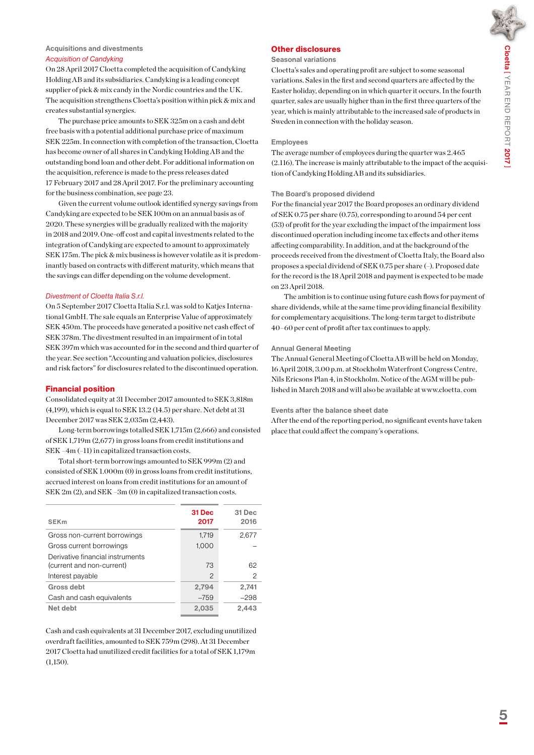## Acquisitions and divestments

### *Acquisition of Candyking*

On 28 April 2017 Cloetta completed the acquisition of Candyking Holding AB and its subsidiaries. Candyking is a leading concept supplier of pick & mix candy in the Nordic countries and the UK. The acquisition strengthens Cloetta's position within pick & mix and creates substantial synergies.

The purchase price amounts to SEK 325m on a cash and debt free basis with a potential additional purchase price of maximum SEK 225m. In connection with completion of the transaction, Cloetta has become owner of all shares in Candyking Holding AB and the outstanding bond loan and other debt. For additional information on the acquisition, reference is made to the press releases dated 17 February 2017 and 28 April 2017. For the preliminary accounting for the business combination, see page 23.

Given the current volume outlook identified synergy savings from Candyking are expected to be SEK 100m on an annual basis as of 2020. These synergies will be gradually realized with the majority in 2018 and 2019. One-off cost and capital investments related to the integration of Candyking are expected to amount to approximately SEK 175m. The pick & mix business is however volatile as it is predominantly based on contracts with different maturity, which means that the savings can differ depending on the volume development.

### *Divestment of Cloetta Italia S.r.l.*

On 5 September 2017 Cloetta Italia S.r.l. was sold to Katjes International GmbH. The sale equals an Enterprise Value of approximately SEK 450m. The proceeds have generated a positive net cash effect of SEK 378m. The divestment resulted in an impairment of in total SEK 397m which was accounted for in the second and third quarter of the year. See section "Accounting and valuation policies, disclosures and risk factors" for disclosures related to the discontinued operation.

## Financial position

Consolidated equity at 31 December 2017 amounted to SEK 3,818m (4,199), which is equal to SEK 13.2 (14.5) per share. Net debt at 31 December 2017 was SEK 2,035m (2,443).

Long-term borrowings totalled SEK 1,715m (2,666) and consisted of SEK 1,719m (2,677) in gross loans from credit institutions and SEK –4m (–11) in capitalized transaction costs.

Total short-term borrowings amounted to SEK 999m (2) and consisted of SEK 1.000m (0) in gross loans from credit institutions, accrued interest on loans from credit institutions for an amount of SEK 2m (2), and SEK –3m (0) in capitalized transaction costs.

| SEKm | 31 Dec 2017 | 31 Dec 2016 |
|---|---|---|
| Gross non-current borrowings | 1,719 | 2,677 |
| Gross current borrowings | 1,000 | – |
| Derivative financial instruments (current and non-current) | 73 | 62 |
| Interest payable | 2 | 2 |
| **Gross debt** | **2,794** | **2,741** |
| Cash and cash equivalents | –759 | –298 |
| **Net debt** | **2,035** | **2,443** |

Cash and cash equivalents at 31 December 2017, excluding unutilized overdraft facilities, amounted to SEK 759m (298). At 31 December 2017 Cloetta had unutilized credit facilities for a total of SEK 1,179m (1,150).

## Other disclosures

### Seasonal variations

Cloetta's sales and operating profit are subject to some seasonal variations. Sales in the first and second quarters are affected by the Easter holiday, depending on in which quarter it occurs. In the fourth quarter, sales are usually higher than in the first three quarters of the year, which is mainly attributable to the increased sale of products in Sweden in connection with the holiday season.

### Employees

The average number of employees during the quarter was 2.465 (2.116). The increase is mainly attributable to the impact of the acquisition of Candyking Holding AB and its subsidiaries.

### The Board's proposed dividend

For the financial year 2017 the Board proposes an ordinary dividend of SEK 0.75 per share (0.75), corresponding to around 54 per cent (53) of profit for the year excluding the impact of the impairment loss discontinued operation including income tax effects and other items affecting comparability. In addition, and at the background of the proceeds received from the divestment of Cloetta Italy, the Board also proposes a special dividend of SEK 0.75 per share (–). Proposed date for the record is the 18 April 2018 and payment is expected to be made on 23 April 2018.

The ambition is to continue using future cash flows for payment of share dividends, while at the same time providing financial flexibility for complementary acquisitions. The long-term target to distribute 40–60 per cent of profit after tax continues to apply.

### Annual General Meeting

The Annual General Meeting of Cloetta AB will be held on Monday, 16 April 2018, 3.00 p.m. at Stockholm Waterfront Congress Centre, Nils Ericsons Plan 4, in Stockholm. Notice of the AGM will be published in March 2018 and will also be available at www.cloetta. com

### Events after the balance sheet date

After the end of the reporting period, no significant events have taken place that could affect the company's operations.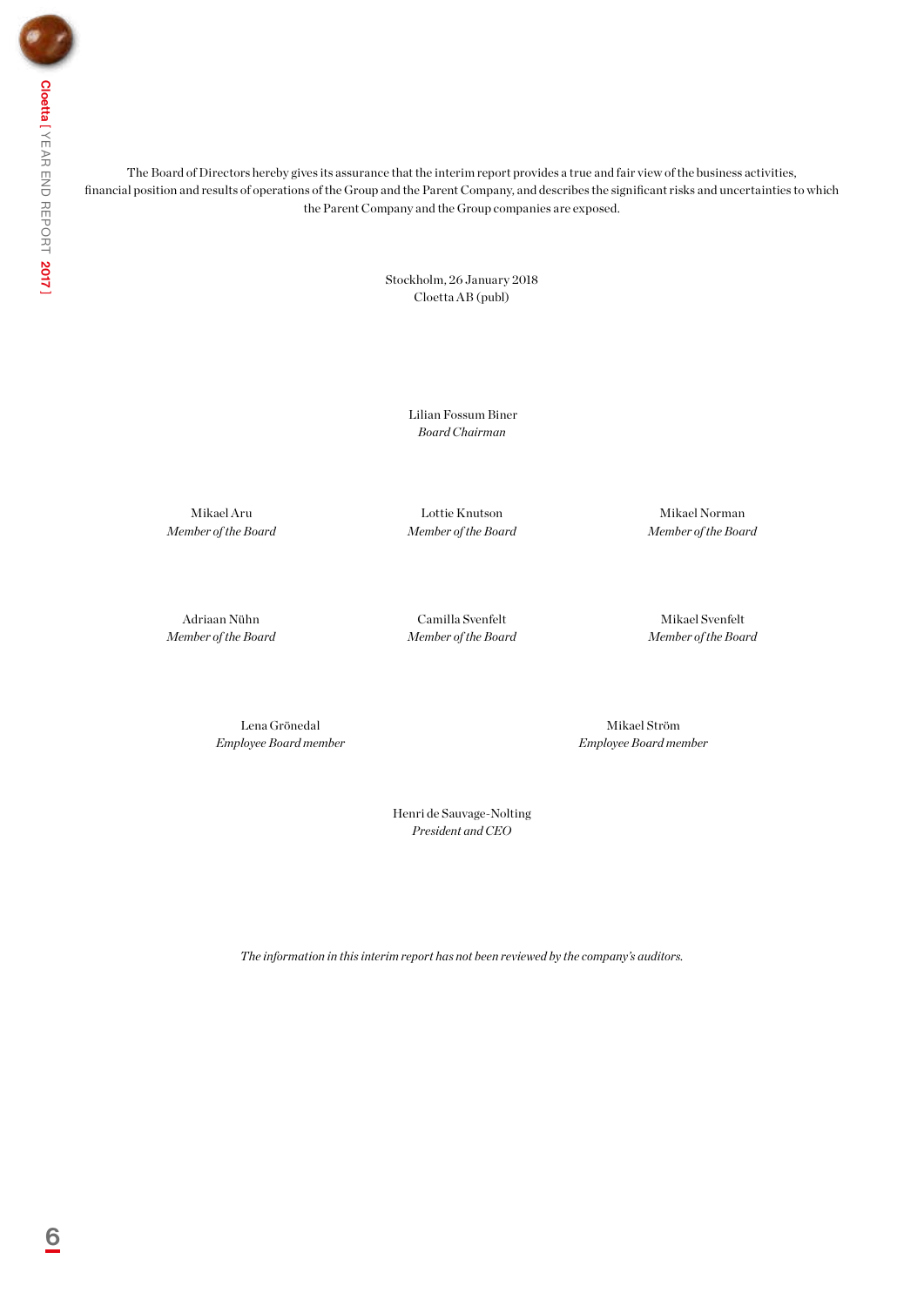The Board of Directors hereby gives its assurance that the interim report provides a true and fair view of the business activities, financial position and results of operations of the Group and the Parent Company, and describes the significant risks and uncertainties to which the Parent Company and the Group companies are exposed.

Stockholm, 26 January 2018
Cloetta AB (publ)

Lilian Fossum Biner
*Board Chairman*

Mikael Aru
*Member of the Board*

Lottie Knutson
*Member of the Board*

Mikael Norman
*Member of the Board*

Adriaan Nühn
*Member of the Board*

Camilla Svenfelt
*Member of the Board*

Mikael Svenfelt
*Member of the Board*

Lena Grönedal
*Employee Board member*

Mikael Ström
*Employee Board member*

Henri de Sauvage-Nolting
*President and CEO*

*The information in this interim report has not been reviewed by the company's auditors.*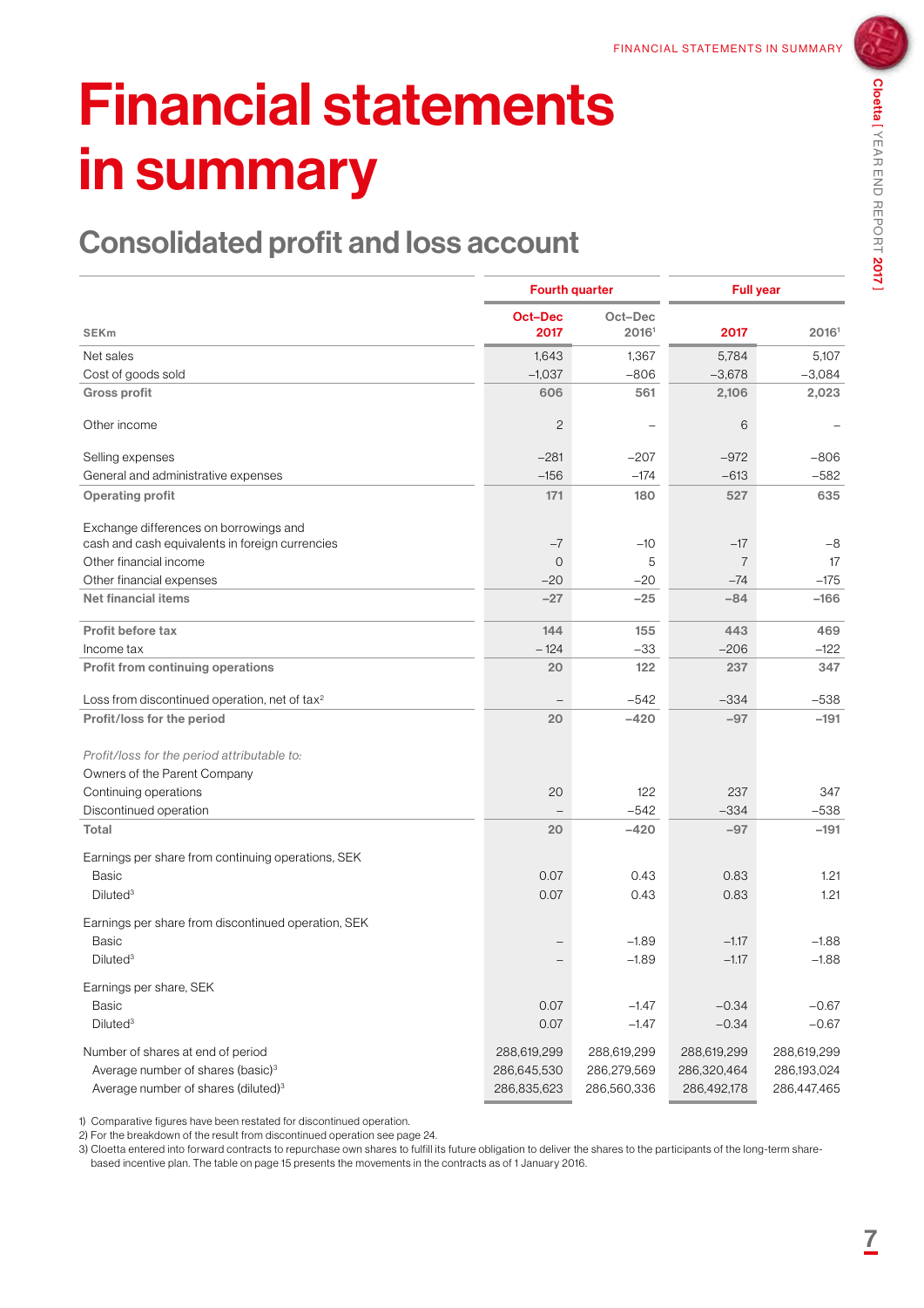# Financial statements in summary

## Consolidated profit and loss account

| SEKm | Fourth quarter | | Full year | |
|---|---|---|---|---|
| | Oct–Dec 2017 | Oct–Dec 2016[1] | 2017 | 2016[1] |
| Net sales | 1,643 | 1,367 | 5,784 | 5,107 |
| Cost of goods sold | –1,037 | –806 | –3,678 | –3,084 |
| **Gross profit** | **606** | **561** | **2,106** | **2,023** |
| Other income | 2 | – | 6 | – |
| Selling expenses | –281 | –207 | –972 | –806 |
| General and administrative expenses | –156 | –174 | –613 | –582 |
| **Operating profit** | **171** | **180** | **527** | **635** |
| Exchange differences on borrowings and cash and cash equivalents in foreign currencies | –7 | –10 | –17 | –8 |
| Other financial income | 0 | 5 | 7 | 17 |
| Other financial expenses | –20 | –20 | –74 | –175 |
| **Net financial items** | **–27** | **–25** | **–84** | **–166** |
| **Profit before tax** | **144** | **155** | **443** | **469** |
| Income tax | – 124 | –33 | –206 | –122 |
| **Profit from continuing operations** | **20** | **122** | **237** | **347** |
| Loss from discontinued operation, net of tax[2] | – | –542 | –334 | –538 |
| **Profit/loss for the period** | **20** | **–420** | **–97** | **–191** |
| *Profit/loss for the period attributable to:* | | | | |
| Owners of the Parent Company | | | | |
| Continuing operations | 20 | 122 | 237 | 347 |
| Discontinued operation | – | –542 | –334 | –538 |
| **Total** | **20** | **–420** | **–97** | **–191** |
| Earnings per share from continuing operations, SEK | | | | |
| Basic | 0.07 | 0.43 | 0.83 | 1.21 |
| Diluted[3] | 0.07 | 0.43 | 0.83 | 1.21 |
| Earnings per share from discontinued operation, SEK | | | | |
| Basic | – | –1.89 | –1.17 | –1.88 |
| Diluted[3] | – | –1.89 | –1.17 | –1.88 |
| Earnings per share, SEK | | | | |
| Basic | 0.07 | –1.47 | –0.34 | –0.67 |
| Diluted[3] | 0.07 | –1.47 | –0.34 | –0.67 |
| Number of shares at end of period | 288,619,299 | 288,619,299 | 288,619,299 | 288,619,299 |
| Average number of shares (basic)[3] | 286,645,530 | 286,279,569 | 286,320,464 | 286,193,024 |
| Average number of shares (diluted)[3] | 286,835,623 | 286,560,336 | 286,492,178 | 286,447,465 |

1) Comparative figures have been restated for discontinued operation.
2) For the breakdown of the result from discontinued operation see page 24.
3) Cloetta entered into forward contracts to repurchase own shares to fulfill its future obligation to deliver the shares to the participants of the long-term share-based incentive plan. The table on page 15 presents the movements in the contracts as of 1 January 2016.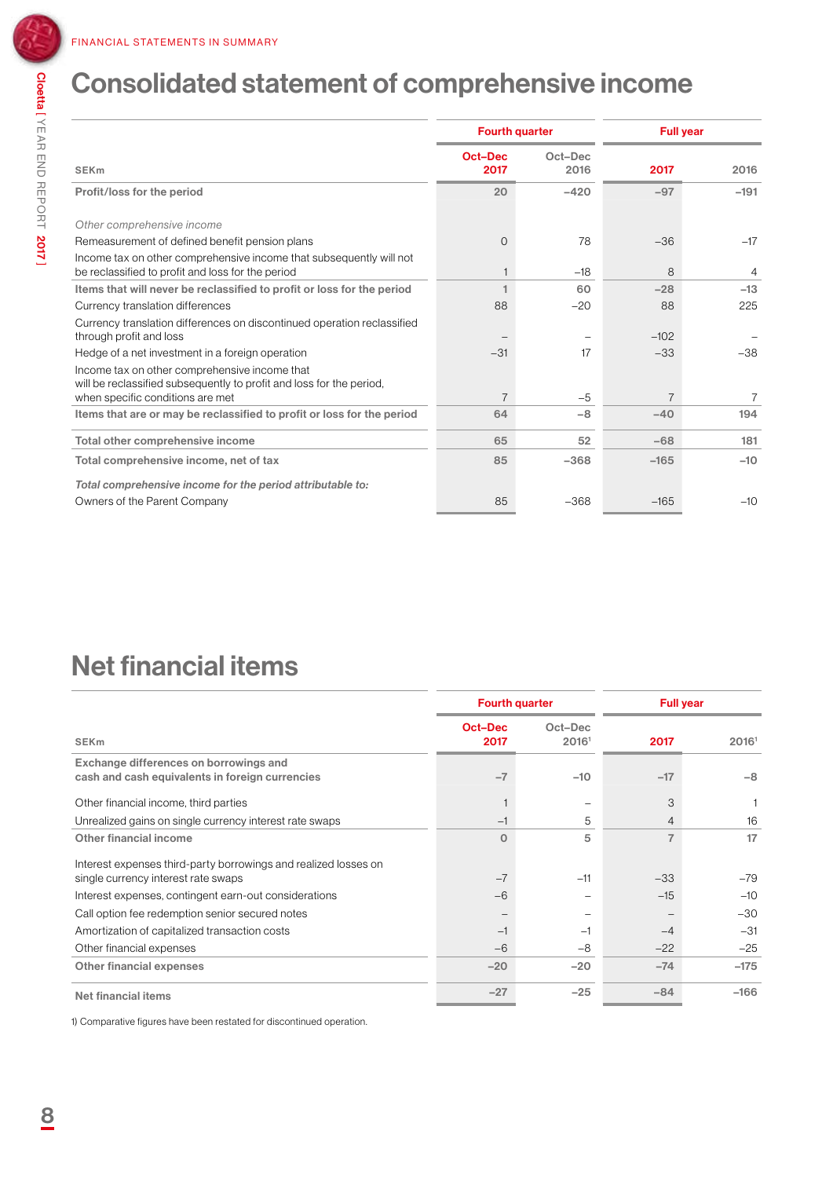FINANCIAL STATEMENTS IN SUMMARY

# Consolidated statement of comprehensive income

| SEKm | Fourth quarter | | Full year | |
|---|---|---|---|---|
| | Oct–Dec 2017 | Oct–Dec 2016 | 2017 | 2016 |
| **Profit/loss for the period** | 20 | –420 | –97 | –191 |
| *Other comprehensive income* | | | | |
| Remeasurement of defined benefit pension plans | 0 | 78 | –36 | –17 |
| Income tax on other comprehensive income that subsequently will not be reclassified to profit and loss for the period | 1 | –18 | 8 | 4 |
| **Items that will never be reclassified to profit or loss for the period** | 1 | 60 | –28 | –13 |
| Currency translation differences | 88 | –20 | 88 | 225 |
| Currency translation differences on discontinued operation reclassified through profit and loss | – | – | –102 | – |
| Hedge of a net investment in a foreign operation | –31 | 17 | –33 | –38 |
| Income tax on other comprehensive income that will be reclassified subsequently to profit and loss for the period, when specific conditions are met | 7 | –5 | 7 | 7 |
| **Items that are or may be reclassified to profit or loss for the period** | 64 | –8 | –40 | 194 |
| **Total other comprehensive income** | 65 | 52 | –68 | 181 |
| **Total comprehensive income, net of tax** | 85 | –368 | –165 | –10 |
| ***Total comprehensive income for the period attributable to:*** | | | | |
| Owners of the Parent Company | 85 | –368 | –165 | –10 |

# Net financial items

| SEKm | Fourth quarter | | Full year | |
|---|---|---|---|---|
| | Oct–Dec 2017 | Oct–Dec 2016[1] | 2017 | 2016[1] |
| **Exchange differences on borrowings and cash and cash equivalents in foreign currencies** | –7 | –10 | –17 | –8 |
| Other financial income, third parties | 1 | – | 3 | 1 |
| Unrealized gains on single currency interest rate swaps | –1 | 5 | 4 | 16 |
| **Other financial income** | 0 | 5 | 7 | 17 |
| Interest expenses third-party borrowings and realized losses on single currency interest rate swaps | –7 | –11 | –33 | –79 |
| Interest expenses, contingent earn-out considerations | –6 | – | –15 | –10 |
| Call option fee redemption senior secured notes | – | – | – | –30 |
| Amortization of capitalized transaction costs | –1 | –1 | –4 | –31 |
| Other financial expenses | –6 | –8 | –22 | –25 |
| **Other financial expenses** | –20 | –20 | –74 | –175 |
| **Net financial items** | –27 | –25 | –84 | –166 |

1) Comparative figures have been restated for discontinued operation.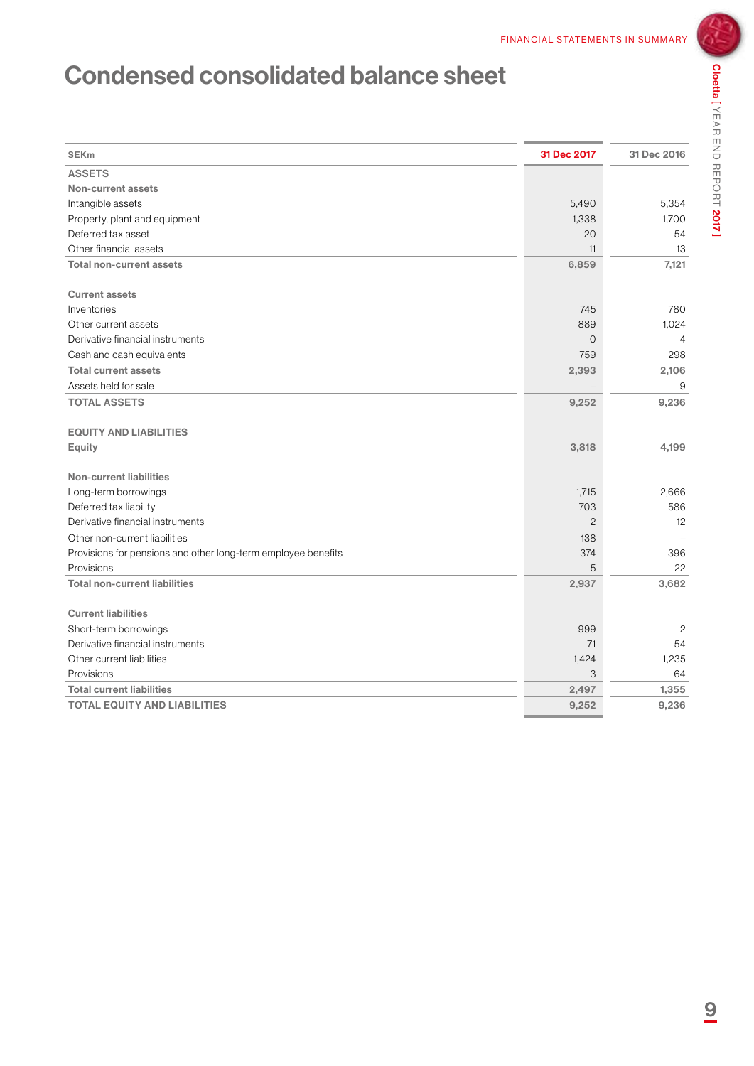# Condensed consolidated balance sheet

| SEKm | 31 Dec 2017 | 31 Dec 2016 |
|---|---|---|
| **ASSETS** | | |
| **Non-current assets** | | |
| Intangible assets | 5,490 | 5,354 |
| Property, plant and equipment | 1,338 | 1,700 |
| Deferred tax asset | 20 | 54 |
| Other financial assets | 11 | 13 |
| **Total non-current assets** | **6,859** | **7,121** |
| | | |
| **Current assets** | | |
| Inventories | 745 | 780 |
| Other current assets | 889 | 1,024 |
| Derivative financial instruments | 0 | 4 |
| Cash and cash equivalents | 759 | 298 |
| **Total current assets** | **2,393** | **2,106** |
| Assets held for sale | – | 9 |
| **TOTAL ASSETS** | **9,252** | **9,236** |
| | | |
| **EQUITY AND LIABILITIES** | | |
| **Equity** | **3,818** | **4,199** |
| | | |
| **Non-current liabilities** | | |
| Long-term borrowings | 1,715 | 2,666 |
| Deferred tax liability | 703 | 586 |
| Derivative financial instruments | 2 | 12 |
| Other non-current liabilities | 138 | – |
| Provisions for pensions and other long-term employee benefits | 374 | 396 |
| Provisions | 5 | 22 |
| **Total non-current liabilities** | **2,937** | **3,682** |
| | | |
| **Current liabilities** | | |
| Short-term borrowings | 999 | 2 |
| Derivative financial instruments | 71 | 54 |
| Other current liabilities | 1,424 | 1,235 |
| Provisions | 3 | 64 |
| **Total current liabilities** | **2,497** | **1,355** |
| **TOTAL EQUITY AND LIABILITIES** | **9,252** | **9,236** |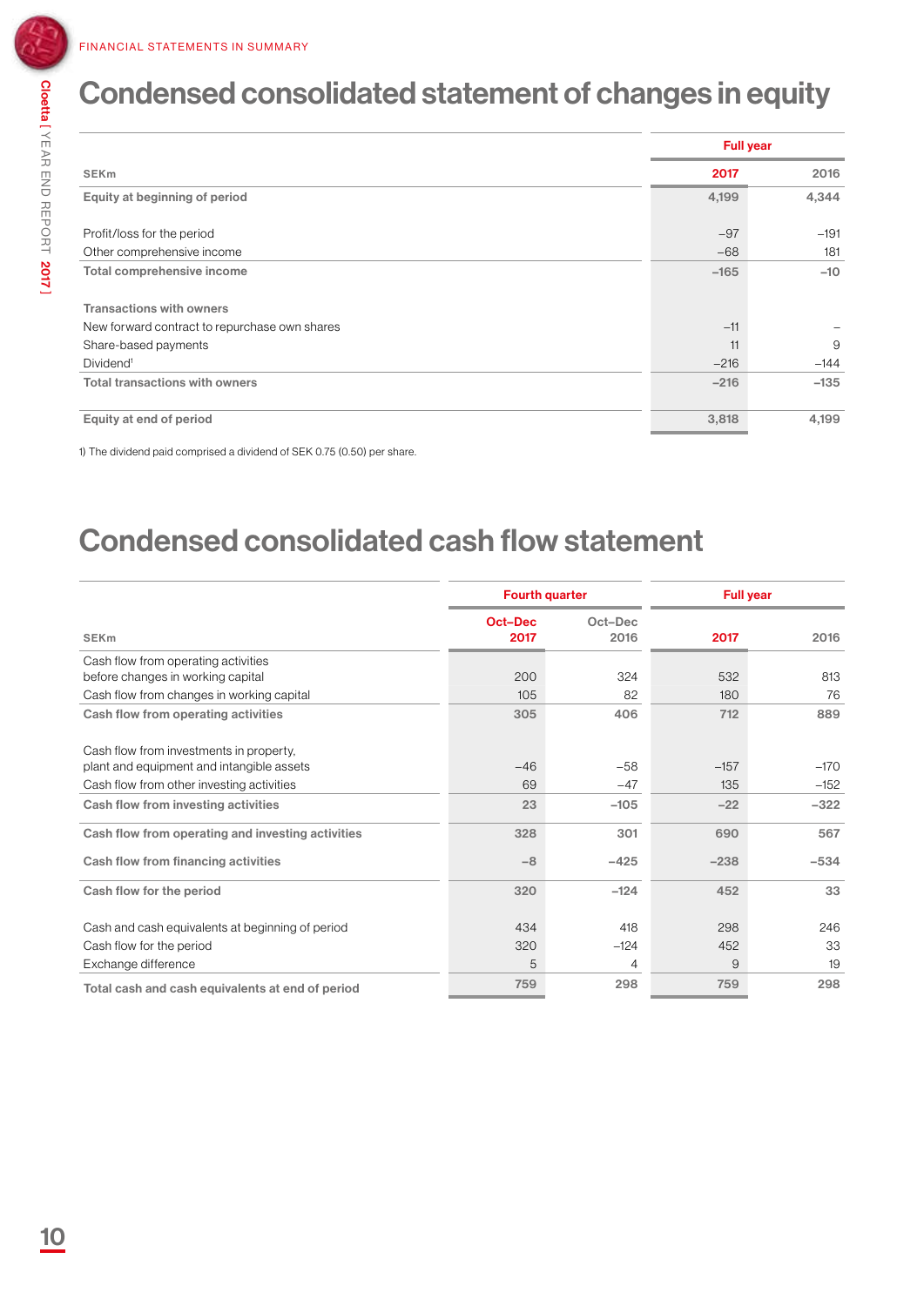FINANCIAL STATEMENTS IN SUMMARY

# Condensed consolidated statement of changes in equity

| SEKm | Full year 2017 | Full year 2016 |
|---|---|---|
| **Equity at beginning of period** | **4,199** | **4,344** |
| Profit/loss for the period | –97 | –191 |
| Other comprehensive income | –68 | 181 |
| **Total comprehensive income** | **–165** | **–10** |
| **Transactions with owners** | | |
| New forward contract to repurchase own shares | –11 | – |
| Share-based payments | 11 | 9 |
| Dividend[1] | –216 | –144 |
| **Total transactions with owners** | **–216** | **–135** |
| **Equity at end of period** | **3,818** | **4,199** |

1) The dividend paid comprised a dividend of SEK 0.75 (0.50) per share.

# Condensed consolidated cash flow statement

| | Fourth quarter | | Full year | |
|---|---|---|---|---|
| SEKm | Oct–Dec 2017 | Oct–Dec 2016 | 2017 | 2016 |
| Cash flow from operating activities before changes in working capital | 200 | 324 | 532 | 813 |
| Cash flow from changes in working capital | 105 | 82 | 180 | 76 |
| **Cash flow from operating activities** | **305** | **406** | **712** | **889** |
| Cash flow from investments in property, plant and equipment and intangible assets | –46 | –58 | –157 | –170 |
| Cash flow from other investing activities | 69 | –47 | 135 | –152 |
| **Cash flow from investing activities** | **23** | **–105** | **–22** | **–322** |
| **Cash flow from operating and investing activities** | **328** | **301** | **690** | **567** |
| **Cash flow from financing activities** | **–8** | **–425** | **–238** | **–534** |
| **Cash flow for the period** | **320** | **–124** | **452** | **33** |
| Cash and cash equivalents at beginning of period | 434 | 418 | 298 | 246 |
| Cash flow for the period | 320 | –124 | 452 | 33 |
| Exchange difference | 5 | 4 | 9 | 19 |
| **Total cash and cash equivalents at end of period** | **759** | **298** | **759** | **298** |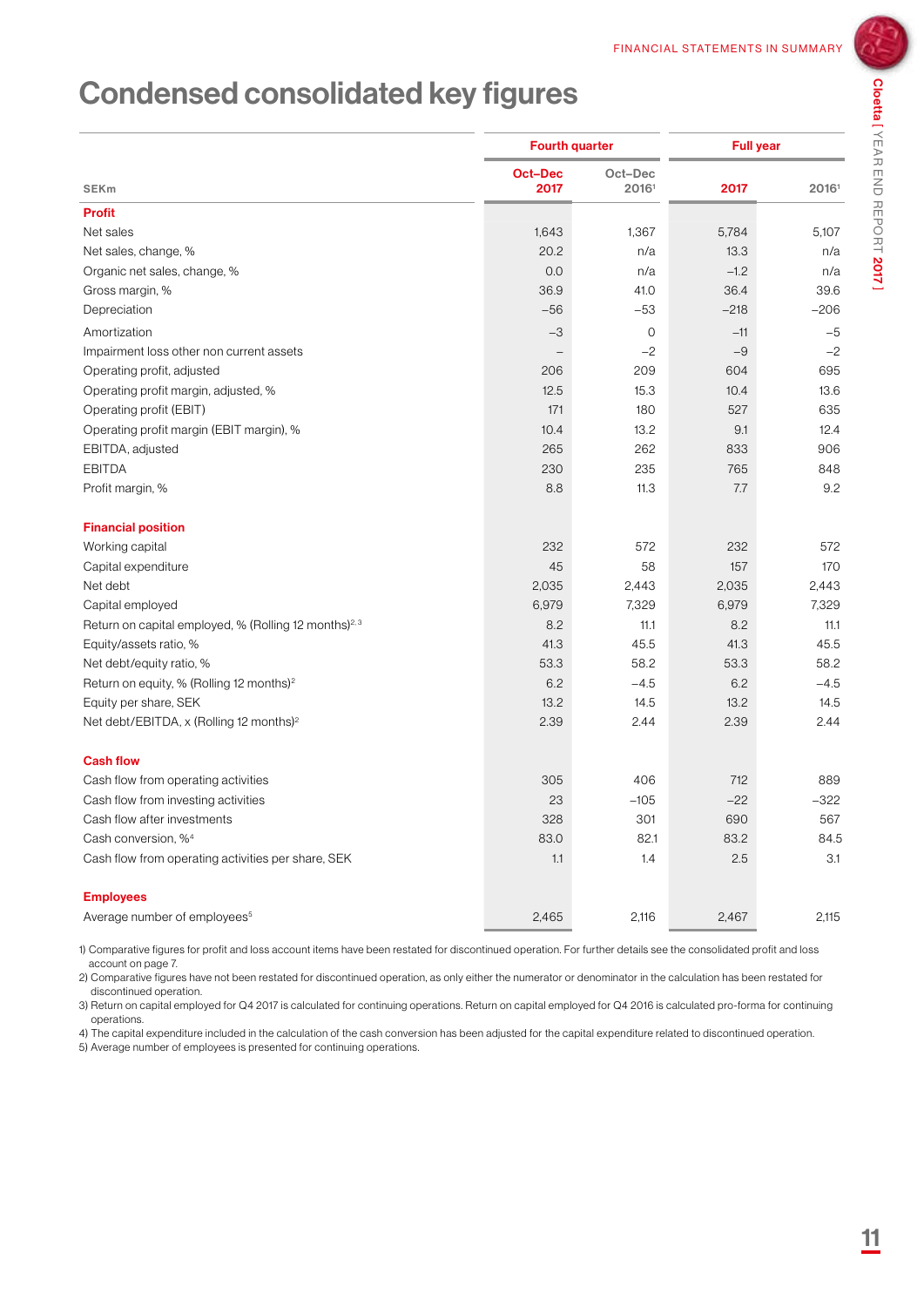# Condensed consolidated key figures

| SEKm | Fourth quarter | | Full year | |
|---|---|---|---|---|
| | Oct–Dec 2017 | Oct–Dec 2016[1] | 2017 | 2016[1] |
| **Profit** | | | | |
| Net sales | 1,643 | 1,367 | 5,784 | 5,107 |
| Net sales, change, % | 20.2 | n/a | 13.3 | n/a |
| Organic net sales, change, % | 0.0 | n/a | –1.2 | n/a |
| Gross margin, % | 36.9 | 41.0 | 36.4 | 39.6 |
| Depreciation | –56 | –53 | –218 | –206 |
| Amortization | –3 | 0 | –11 | –5 |
| Impairment loss other non current assets | – | –2 | –9 | –2 |
| Operating profit, adjusted | 206 | 209 | 604 | 695 |
| Operating profit margin, adjusted, % | 12.5 | 15.3 | 10.4 | 13.6 |
| Operating profit (EBIT) | 171 | 180 | 527 | 635 |
| Operating profit margin (EBIT margin), % | 10.4 | 13.2 | 9.1 | 12.4 |
| EBITDA, adjusted | 265 | 262 | 833 | 906 |
| EBITDA | 230 | 235 | 765 | 848 |
| Profit margin, % | 8.8 | 11.3 | 7.7 | 9.2 |
| **Financial position** | | | | |
| Working capital | 232 | 572 | 232 | 572 |
| Capital expenditure | 45 | 58 | 157 | 170 |
| Net debt | 2,035 | 2,443 | 2,035 | 2,443 |
| Capital employed | 6,979 | 7,329 | 6,979 | 7,329 |
| Return on capital employed, % (Rolling 12 months)[2, 3] | 8.2 | 11.1 | 8.2 | 11.1 |
| Equity/assets ratio, % | 41.3 | 45.5 | 41.3 | 45.5 |
| Net debt/equity ratio, % | 53.3 | 58.2 | 53.3 | 58.2 |
| Return on equity, % (Rolling 12 months)[2] | 6.2 | –4.5 | 6.2 | –4.5 |
| Equity per share, SEK | 13.2 | 14.5 | 13.2 | 14.5 |
| Net debt/EBITDA, x (Rolling 12 months)[2] | 2.39 | 2.44 | 2.39 | 2.44 |
| **Cash flow** | | | | |
| Cash flow from operating activities | 305 | 406 | 712 | 889 |
| Cash flow from investing activities | 23 | –105 | –22 | –322 |
| Cash flow after investments | 328 | 301 | 690 | 567 |
| Cash conversion, %[4] | 83.0 | 82.1 | 83.2 | 84.5 |
| Cash flow from operating activities per share, SEK | 1.1 | 1.4 | 2.5 | 3.1 |
| **Employees** | | | | |
| Average number of employees[5] | 2,465 | 2,116 | 2,467 | 2,115 |

1) Comparative figures for profit and loss account items have been restated for discontinued operation. For further details see the consolidated profit and loss account on page 7.
2) Comparative figures have not been restated for discontinued operation, as only either the numerator or denominator in the calculation has been restated for discontinued operation.
3) Return on capital employed for Q4 2017 is calculated for continuing operations. Return on capital employed for Q4 2016 is calculated pro-forma for continuing operations.
4) The capital expenditure included in the calculation of the cash conversion has been adjusted for the capital expenditure related to discontinued operation.
5) Average number of employees is presented for continuing operations.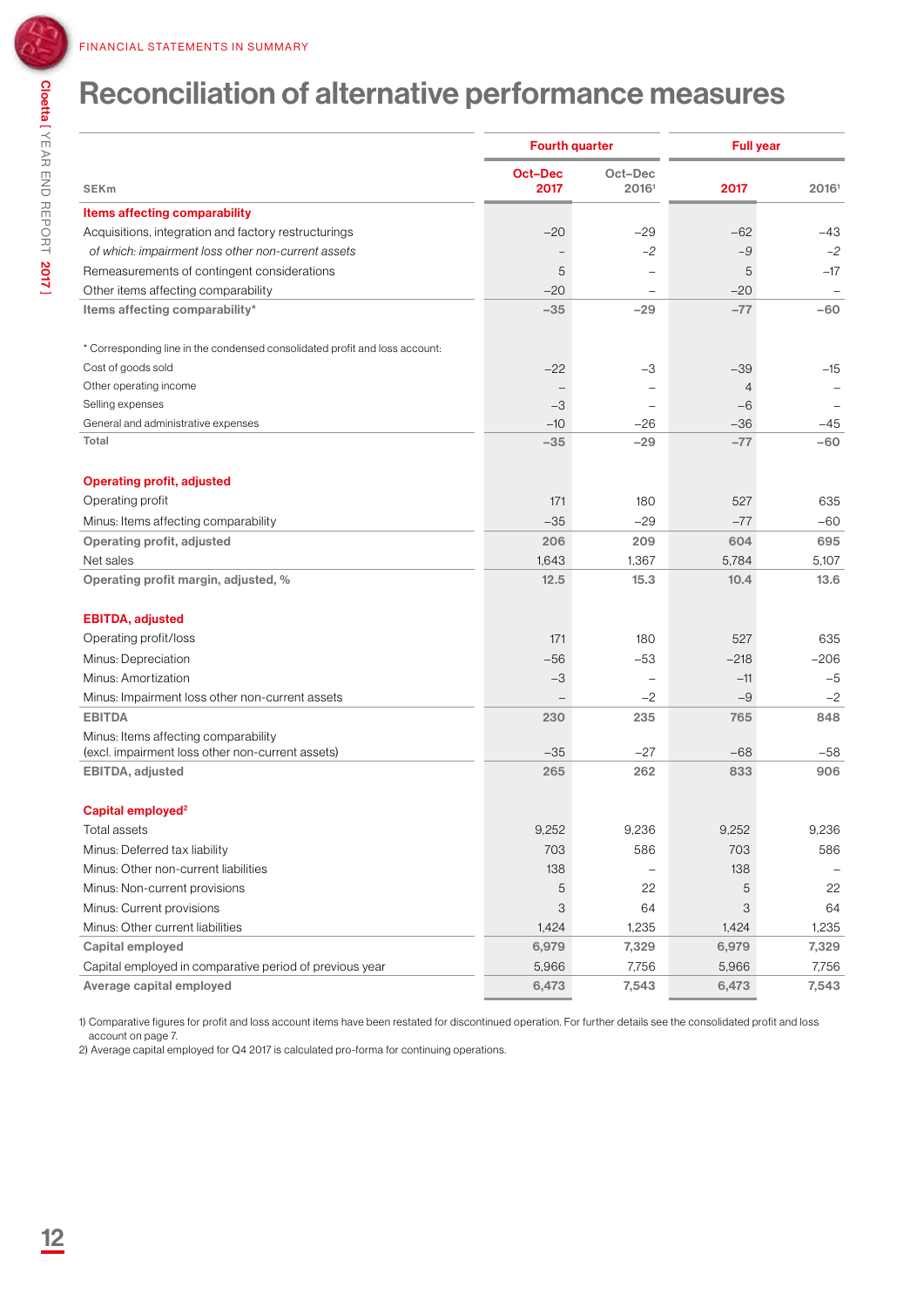FINANCIAL STATEMENTS IN SUMMARY

# Reconciliation of alternative performance measures

| SEKm | Fourth quarter Oct–Dec 2017 | Fourth quarter Oct–Dec 2016[1] | Full year 2017 | Full year 2016[1] |
|---|---|---|---|---|
| **Items affecting comparability** | | | | |
| Acquisitions, integration and factory restructurings | –20 | –29 | –62 | –43 |
| *of which: impairment loss other non-current assets* | – | –2 | –9 | –2 |
| Remeasurements of contingent considerations | 5 | – | 5 | –17 |
| Other items affecting comparability | –20 | – | –20 | – |
| **Items affecting comparability*** | **–35** | **–29** | **–77** | **–60** |
| * Corresponding line in the condensed consolidated profit and loss account: | | | | |
| Cost of goods sold | –22 | –3 | –39 | –15 |
| Other operating income | – | – | 4 | – |
| Selling expenses | –3 | – | –6 | – |
| General and administrative expenses | –10 | –26 | –36 | –45 |
| **Total** | **–35** | **–29** | **–77** | **–60** |
| **Operating profit, adjusted** | | | | |
| Operating profit | 171 | 180 | 527 | 635 |
| Minus: Items affecting comparability | –35 | –29 | –77 | –60 |
| **Operating profit, adjusted** | **206** | **209** | **604** | **695** |
| Net sales | 1,643 | 1,367 | 5,784 | 5,107 |
| **Operating profit margin, adjusted, %** | **12.5** | **15.3** | **10.4** | **13.6** |
| **EBITDA, adjusted** | | | | |
| Operating profit/loss | 171 | 180 | 527 | 635 |
| Minus: Depreciation | –56 | –53 | –218 | –206 |
| Minus: Amortization | –3 | – | –11 | –5 |
| Minus: Impairment loss other non-current assets | – | –2 | –9 | –2 |
| **EBITDA** | **230** | **235** | **765** | **848** |
| Minus: Items affecting comparability (excl. impairment loss other non-current assets) | –35 | –27 | –68 | –58 |
| **EBITDA, adjusted** | **265** | **262** | **833** | **906** |
| **Capital employed[2]** | | | | |
| Total assets | 9,252 | 9,236 | 9,252 | 9,236 |
| Minus: Deferred tax liability | 703 | 586 | 703 | 586 |
| Minus: Other non-current liabilities | 138 | – | 138 | – |
| Minus: Non-current provisions | 5 | 22 | 5 | 22 |
| Minus: Current provisions | 3 | 64 | 3 | 64 |
| Minus: Other current liabilities | 1,424 | 1,235 | 1,424 | 1,235 |
| **Capital employed** | **6,979** | **7,329** | **6,979** | **7,329** |
| Capital employed in comparative period of previous year | 5,966 | 7,756 | 5,966 | 7,756 |
| **Average capital employed** | **6,473** | **7,543** | **6,473** | **7,543** |

1) Comparative figures for profit and loss account items have been restated for discontinued operation. For further details see the consolidated profit and loss account on page 7.

2) Average capital employed for Q4 2017 is calculated pro-forma for continuing operations.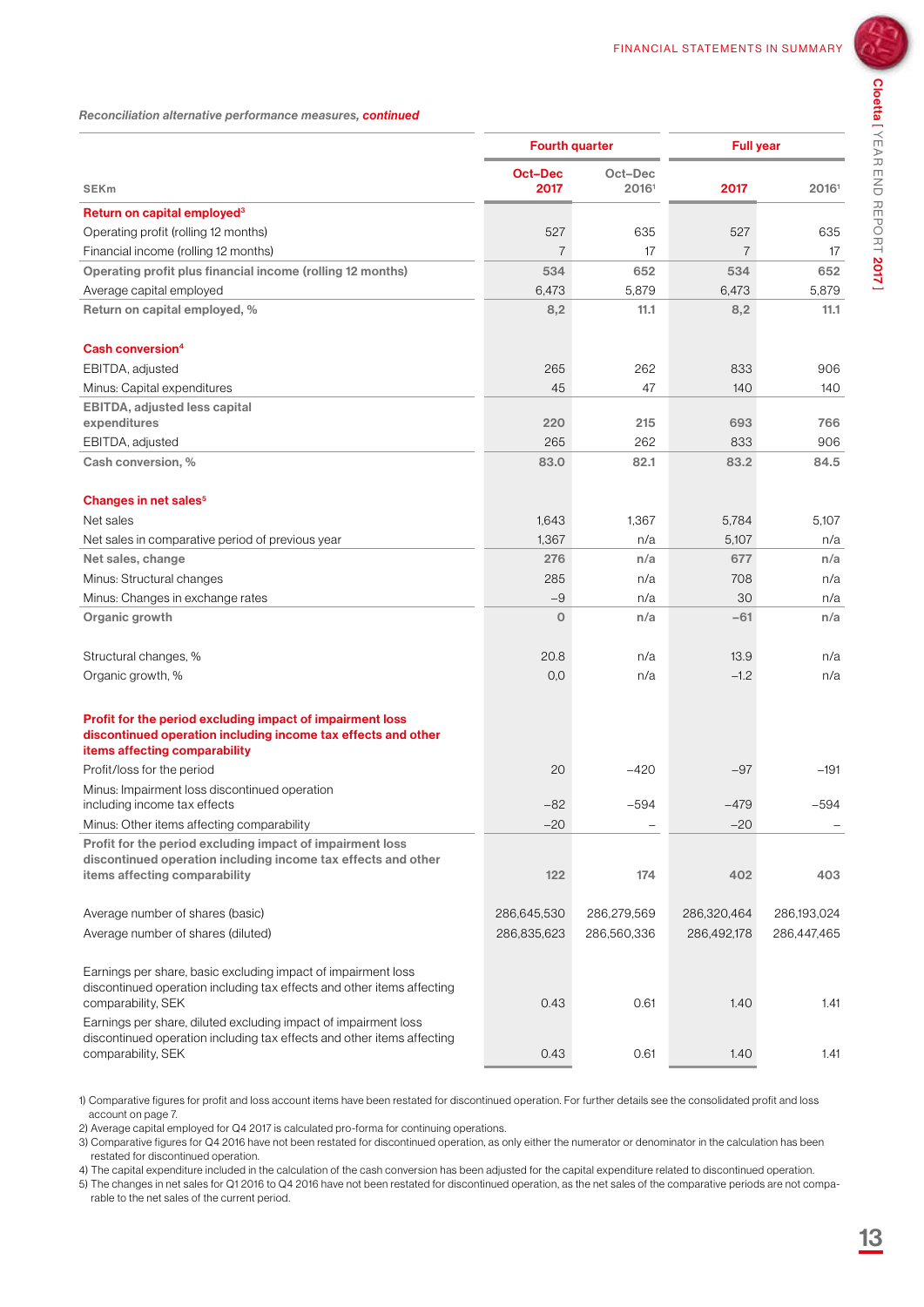*Reconciliation alternative performance measures, **continued***

| SEKm | Fourth quarter Oct–Dec 2017 | Fourth quarter Oct–Dec 2016[1] | Full year 2017 | Full year 2016[1] |
|---|---|---|---|---|
| **Return on capital employed[3]** | | | | |
| Operating profit (rolling 12 months) | 527 | 635 | 527 | 635 |
| Financial income (rolling 12 months) | 7 | 17 | 7 | 17 |
| **Operating profit plus financial income (rolling 12 months)** | **534** | **652** | **534** | **652** |
| Average capital employed | 6,473 | 5,879 | 6,473 | 5,879 |
| **Return on capital employed, %** | **8,2** | **11.1** | **8,2** | **11.1** |
| **Cash conversion[4]** | | | | |
| EBITDA, adjusted | 265 | 262 | 833 | 906 |
| Minus: Capital expenditures | 45 | 47 | 140 | 140 |
| **EBITDA, adjusted less capital expenditures** | **220** | **215** | **693** | **766** |
| EBITDA, adjusted | 265 | 262 | 833 | 906 |
| **Cash conversion, %** | **83.0** | **82.1** | **83.2** | **84.5** |
| **Changes in net sales[5]** | | | | |
| Net sales | 1,643 | 1,367 | 5,784 | 5,107 |
| Net sales in comparative period of previous year | 1,367 | n/a | 5,107 | n/a |
| **Net sales, change** | **276** | **n/a** | **677** | **n/a** |
| Minus: Structural changes | 285 | n/a | 708 | n/a |
| Minus: Changes in exchange rates | –9 | n/a | 30 | n/a |
| **Organic growth** | **0** | **n/a** | **–61** | **n/a** |
| Structural changes, % | 20.8 | n/a | 13.9 | n/a |
| Organic growth, % | 0,0 | n/a | –1.2 | n/a |
| **Profit for the period excluding impact of impairment loss discontinued operation including income tax effects and other items affecting comparability** | | | | |
| Profit/loss for the period | 20 | –420 | –97 | –191 |
| Minus: Impairment loss discontinued operation including income tax effects | –82 | –594 | –479 | –594 |
| Minus: Other items affecting comparability | –20 | – | –20 | – |
| **Profit for the period excluding impact of impairment loss discontinued operation including income tax effects and other items affecting comparability** | **122** | **174** | **402** | **403** |
| Average number of shares (basic) | 286,645,530 | 286,279,569 | 286,320,464 | 286,193,024 |
| Average number of shares (diluted) | 286,835,623 | 286,560,336 | 286,492,178 | 286,447,465 |
| Earnings per share, basic excluding impact of impairment loss discontinued operation including tax effects and other items affecting comparability, SEK | 0.43 | 0.61 | 1.40 | 1.41 |
| Earnings per share, diluted excluding impact of impairment loss discontinued operation including tax effects and other items affecting comparability, SEK | 0.43 | 0.61 | 1.40 | 1.41 |

1) Comparative figures for profit and loss account items have been restated for discontinued operation. For further details see the consolidated profit and loss account on page 7.
2) Average capital employed for Q4 2017 is calculated pro-forma for continuing operations.
3) Comparative figures for Q4 2016 have not been restated for discontinued operation, as only either the numerator or denominator in the calculation has been restated for discontinued operation.
4) The capital expenditure included in the calculation of the cash conversion has been adjusted for the capital expenditure related to discontinued operation.
5) The changes in net sales for Q1 2016 to Q4 2016 have not been restated for discontinued operation, as the net sales of the comparative periods are not comparable to the net sales of the current period.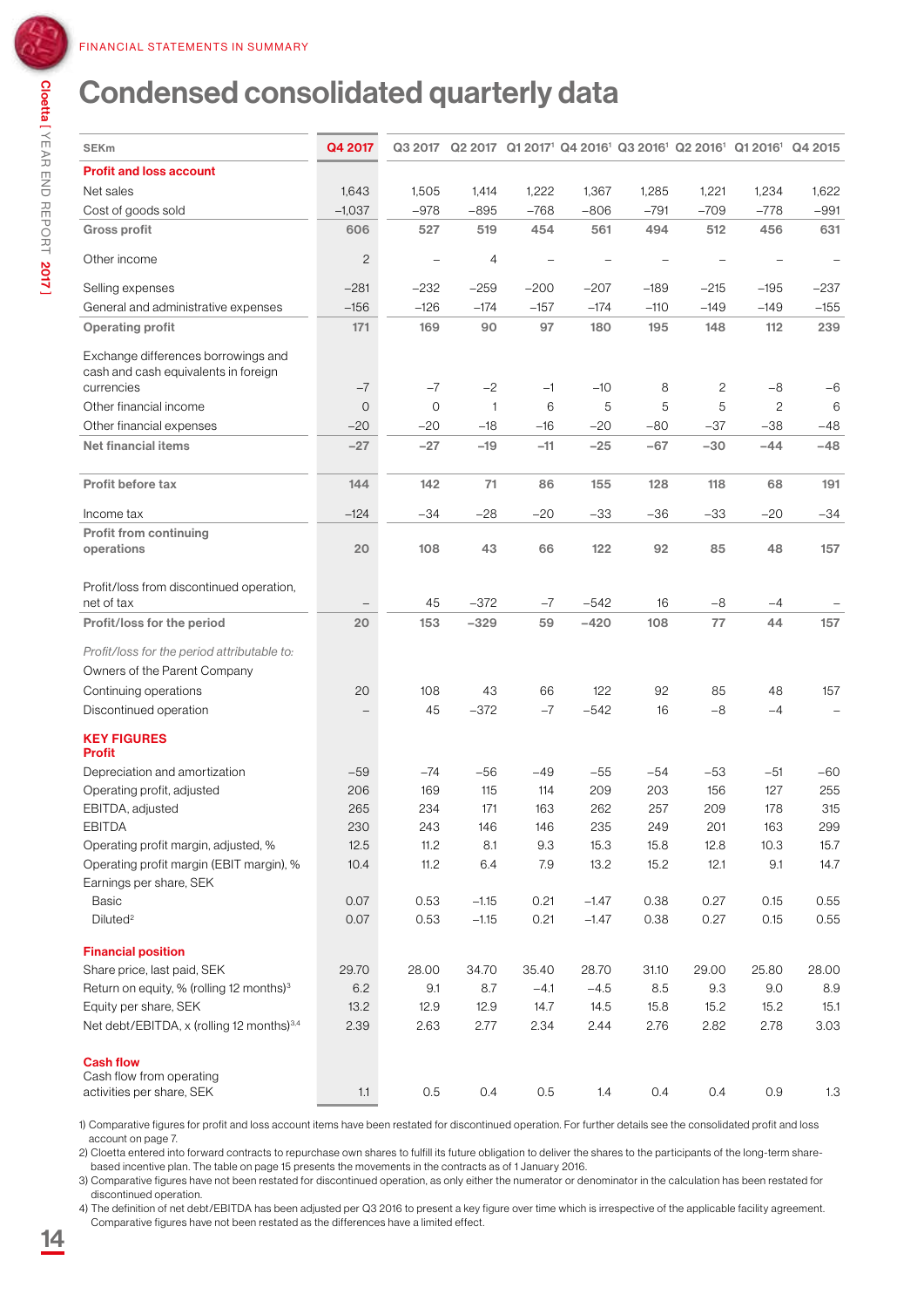FINANCIAL STATEMENTS IN SUMMARY

# Condensed consolidated quarterly data

| SEKm | Q4 2017 | Q3 2017 | Q2 2017 | Q1 2017[1] | Q4 2016[1] | Q3 2016[1] | Q2 2016[1] | Q1 2016[1] | Q4 2015 |
|---|---|---|---|---|---|---|---|---|---|
| **Profit and loss account** | | | | | | | | | |
| Net sales | 1,643 | 1,505 | 1,414 | 1,222 | 1,367 | 1,285 | 1,221 | 1,234 | 1,622 |
| Cost of goods sold | –1,037 | –978 | –895 | –768 | –806 | –791 | –709 | –778 | –991 |
| **Gross profit** | **606** | **527** | **519** | **454** | **561** | **494** | **512** | **456** | **631** |
| Other income | 2 | – | 4 | – | – | – | – | – | – |
| Selling expenses | –281 | –232 | –259 | –200 | –207 | –189 | –215 | –195 | –237 |
| General and administrative expenses | –156 | –126 | –174 | –157 | –174 | –110 | –149 | –149 | –155 |
| **Operating profit** | **171** | **169** | **90** | **97** | **180** | **195** | **148** | **112** | **239** |
| Exchange differences borrowings and cash and cash equivalents in foreign currencies | –7 | –7 | –2 | –1 | –10 | 8 | 2 | –8 | –6 |
| Other financial income | 0 | 0 | 1 | 6 | 5 | 5 | 5 | 2 | 6 |
| Other financial expenses | –20 | –20 | –18 | –16 | –20 | –80 | –37 | –38 | –48 |
| **Net financial items** | **–27** | **–27** | **–19** | **–11** | **–25** | **–67** | **–30** | **–44** | **–48** |
| **Profit before tax** | **144** | **142** | **71** | **86** | **155** | **128** | **118** | **68** | **191** |
| Income tax | –124 | –34 | –28 | –20 | –33 | –36 | –33 | –20 | –34 |
| **Profit from continuing operations** | **20** | **108** | **43** | **66** | **122** | **92** | **85** | **48** | **157** |
| Profit/loss from discontinued operation, net of tax | – | 45 | –372 | –7 | –542 | 16 | –8 | –4 | – |
| **Profit/loss for the period** | **20** | **153** | **–329** | **59** | **–420** | **108** | **77** | **44** | **157** |
| *Profit/loss for the period attributable to:* | | | | | | | | | |
| Owners of the Parent Company | | | | | | | | | |
| Continuing operations | 20 | 108 | 43 | 66 | 122 | 92 | 85 | 48 | 157 |
| Discontinued operation | – | 45 | –372 | –7 | –542 | 16 | –8 | –4 | – |
| **KEY FIGURES** | | | | | | | | | |
| **Profit** | | | | | | | | | |
| Depreciation and amortization | –59 | –74 | –56 | –49 | –55 | –54 | –53 | –51 | –60 |
| Operating profit, adjusted | 206 | 169 | 115 | 114 | 209 | 203 | 156 | 127 | 255 |
| EBITDA, adjusted | 265 | 234 | 171 | 163 | 262 | 257 | 209 | 178 | 315 |
| EBITDA | 230 | 243 | 146 | 146 | 235 | 249 | 201 | 163 | 299 |
| Operating profit margin, adjusted, % | 12.5 | 11.2 | 8.1 | 9.3 | 15.3 | 15.8 | 12.8 | 10.3 | 15.7 |
| Operating profit margin (EBIT margin), % | 10.4 | 11.2 | 6.4 | 7.9 | 13.2 | 15.2 | 12.1 | 9.1 | 14.7 |
| Earnings per share, SEK | | | | | | | | | |
| Basic | 0.07 | 0.53 | –1.15 | 0.21 | –1.47 | 0.38 | 0.27 | 0.15 | 0.55 |
| Diluted[2] | 0.07 | 0.53 | –1.15 | 0.21 | –1.47 | 0.38 | 0.27 | 0.15 | 0.55 |
| **Financial position** | | | | | | | | | |
| Share price, last paid, SEK | 29.70 | 28.00 | 34.70 | 35.40 | 28.70 | 31.10 | 29.00 | 25.80 | 28.00 |
| Return on equity, % (rolling 12 months)[3] | 6.2 | 9.1 | 8.7 | –4.1 | –4.5 | 8.5 | 9.3 | 9.0 | 8.9 |
| Equity per share, SEK | 13.2 | 12.9 | 12.9 | 14.7 | 14.5 | 15.8 | 15.2 | 15.2 | 15.1 |
| Net debt/EBITDA, x (rolling 12 months)[3,4] | 2.39 | 2.63 | 2.77 | 2.34 | 2.44 | 2.76 | 2.82 | 2.78 | 3.03 |
| **Cash flow** | | | | | | | | | |
| Cash flow from operating activities per share, SEK | 1.1 | 0.5 | 0.4 | 0.5 | 1.4 | 0.4 | 0.4 | 0.9 | 1.3 |

1) Comparative figures for profit and loss account items have been restated for discontinued operation. For further details see the consolidated profit and loss account on page 7.

2) Cloetta entered into forward contracts to repurchase own shares to fulfill its future obligation to deliver the shares to the participants of the long-term share-based incentive plan. The table on page 15 presents the movements in the contracts as of 1 January 2016.

3) Comparative figures have not been restated for discontinued operation, as only either the numerator or denominator in the calculation has been restated for discontinued operation.

4) The definition of net debt/EBITDA has been adjusted per Q3 2016 to present a key figure over time which is irrespective of the applicable facility agreement. Comparative figures have not been restated as the differences have a limited effect.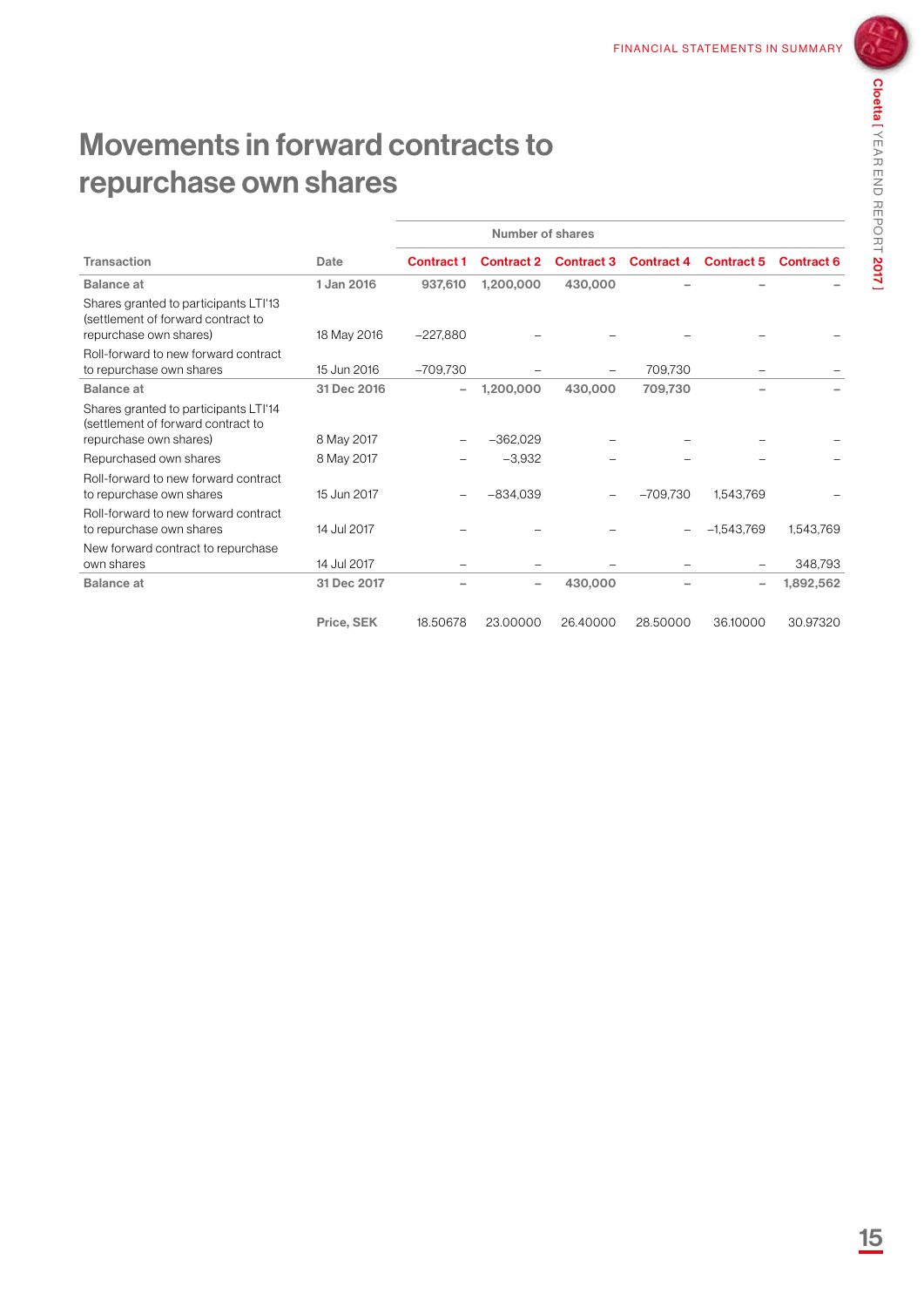# Movements in forward contracts to repurchase own shares

| Transaction | Date | Number of shares | | | | | |
|---|---|---|---|---|---|---|---|
| | | Contract 1 | Contract 2 | Contract 3 | Contract 4 | Contract 5 | Contract 6 |
| **Balance at** | **1 Jan 2016** | **937,610** | **1,200,000** | **430,000** | **–** | **–** | **–** |
| Shares granted to participants LTI'13 (settlement of forward contract to repurchase own shares) | 18 May 2016 | –227,880 | – | – | – | – | – |
| Roll-forward to new forward contract to repurchase own shares | 15 Jun 2016 | –709,730 | – | – | 709,730 | – | – |
| **Balance at** | **31 Dec 2016** | **–** | **1,200,000** | **430,000** | **709,730** | **–** | **–** |
| Shares granted to participants LTI'14 (settlement of forward contract to repurchase own shares) | 8 May 2017 | – | –362,029 | – | – | – | – |
| Repurchased own shares | 8 May 2017 | – | –3,932 | – | – | – | – |
| Roll-forward to new forward contract to repurchase own shares | 15 Jun 2017 | – | –834,039 | – | –709,730 | 1,543,769 | – |
| Roll-forward to new forward contract to repurchase own shares | 14 Jul 2017 | – | – | – | – | –1,543,769 | 1,543,769 |
| New forward contract to repurchase own shares | 14 Jul 2017 | – | – | – | – | – | 348,793 |
| **Balance at** | **31 Dec 2017** | **–** | **–** | **430,000** | **–** | **–** | **1,892,562** |
| | **Price, SEK** | 18.50678 | 23.00000 | 26.40000 | 28.50000 | 36.10000 | 30.97320 |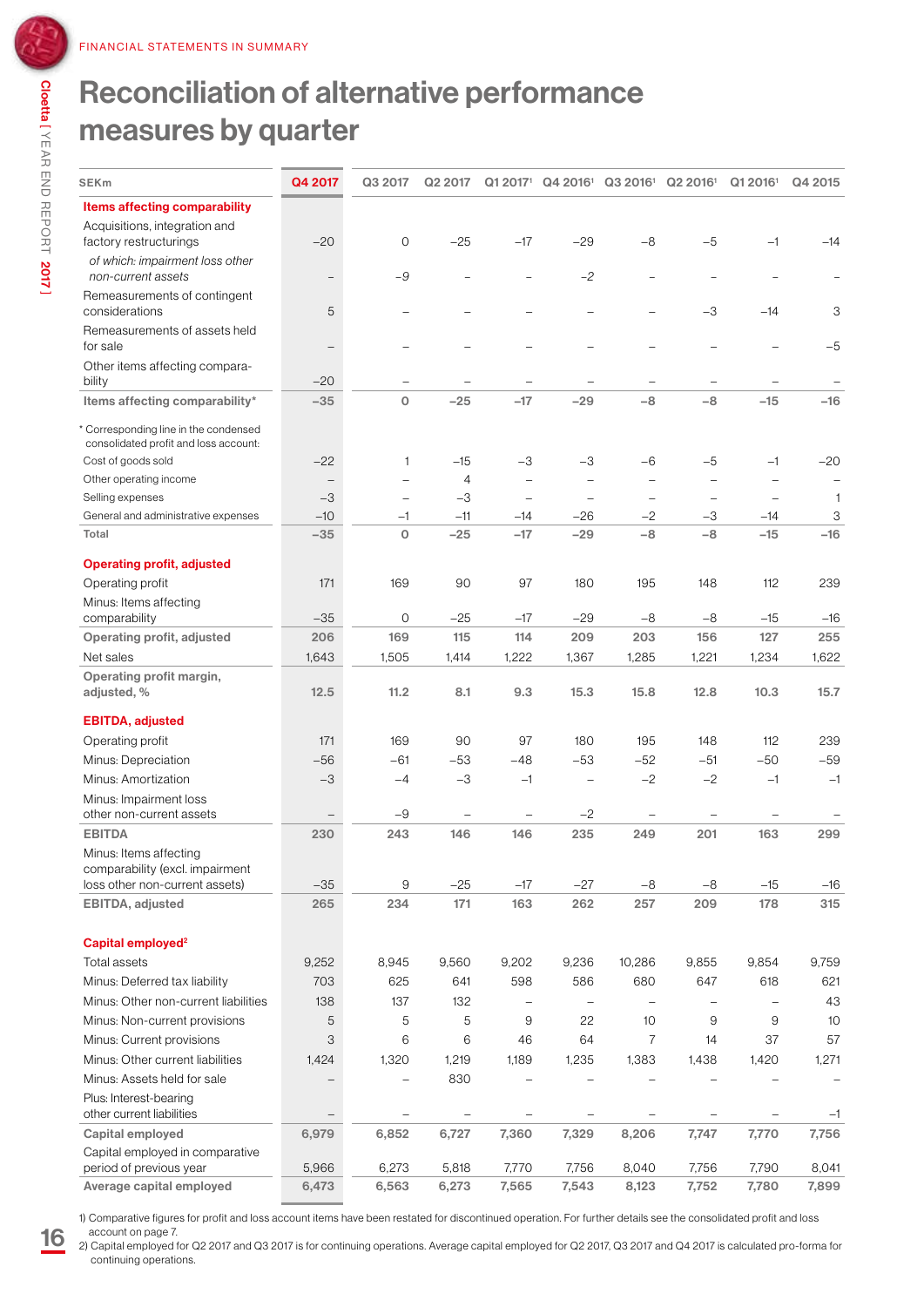FINANCIAL STATEMENTS IN SUMMARY

# Reconciliation of alternative performance measures by quarter

| SEKm | Q4 2017 | Q3 2017 | Q2 2017 | Q1 2017[1] | Q4 2016[1] | Q3 2016[1] | Q2 2016[1] | Q1 2016[1] | Q4 2015 |
|---|---|---|---|---|---|---|---|---|---|
| **Items affecting comparability** | | | | | | | | | |
| Acquisitions, integration and factory restructurings | –20 | 0 | –25 | –17 | –29 | –8 | –5 | –1 | –14 |
| *of which: impairment loss other non-current assets* | – | *–9* | – | – | *–2* | – | – | – | – |
| Remeasurements of contingent considerations | 5 | – | – | – | – | – | –3 | –14 | 3 |
| Remeasurements of assets held for sale | – | – | – | – | – | – | – | – | –5 |
| Other items affecting comparability | –20 | – | – | – | – | – | – | – | – |
| **Items affecting comparability*** | **–35** | **0** | **–25** | **–17** | **–29** | **–8** | **–8** | **–15** | **–16** |
| * Corresponding line in the condensed consolidated profit and loss account: | | | | | | | | | |
| Cost of goods sold | –22 | 1 | –15 | –3 | –3 | –6 | –5 | –1 | –20 |
| Other operating income | – | – | 4 | – | – | – | – | – | – |
| Selling expenses | –3 | – | –3 | – | – | – | – | – | 1 |
| General and administrative expenses | –10 | –1 | –11 | –14 | –26 | –2 | –3 | –14 | 3 |
| **Total** | **–35** | **0** | **–25** | **–17** | **–29** | **–8** | **–8** | **–15** | **–16** |
| **Operating profit, adjusted** | | | | | | | | | |
| Operating profit | 171 | 169 | 90 | 97 | 180 | 195 | 148 | 112 | 239 |
| Minus: Items affecting comparability | –35 | 0 | –25 | –17 | –29 | –8 | –8 | –15 | –16 |
| **Operating profit, adjusted** | **206** | **169** | **115** | **114** | **209** | **203** | **156** | **127** | **255** |
| Net sales | 1,643 | 1,505 | 1,414 | 1,222 | 1,367 | 1,285 | 1,221 | 1,234 | 1,622 |
| **Operating profit margin, adjusted, %** | **12.5** | **11.2** | **8.1** | **9.3** | **15.3** | **15.8** | **12.8** | **10.3** | **15.7** |
| **EBITDA, adjusted** | | | | | | | | | |
| Operating profit | 171 | 169 | 90 | 97 | 180 | 195 | 148 | 112 | 239 |
| Minus: Depreciation | –56 | –61 | –53 | –48 | –53 | –52 | –51 | –50 | –59 |
| Minus: Amortization | –3 | –4 | –3 | –1 | – | –2 | –2 | –1 | –1 |
| Minus: Impairment loss other non-current assets | – | –9 | – | – | –2 | – | – | – | – |
| **EBITDA** | **230** | **243** | **146** | **146** | **235** | **249** | **201** | **163** | **299** |
| Minus: Items affecting comparability (excl. impairment loss other non-current assets) | –35 | 9 | –25 | –17 | –27 | –8 | –8 | –15 | –16 |
| **EBITDA, adjusted** | **265** | **234** | **171** | **163** | **262** | **257** | **209** | **178** | **315** |
| **Capital employed[2]** | | | | | | | | | |
| Total assets | 9,252 | 8,945 | 9,560 | 9,202 | 9,236 | 10,286 | 9,855 | 9,854 | 9,759 |
| Minus: Deferred tax liability | 703 | 625 | 641 | 598 | 586 | 680 | 647 | 618 | 621 |
| Minus: Other non-current liabilities | 138 | 137 | 132 | – | – | – | – | – | 43 |
| Minus: Non-current provisions | 5 | 5 | 5 | 9 | 22 | 10 | 9 | 9 | 10 |
| Minus: Current provisions | 3 | 6 | 6 | 46 | 64 | 7 | 14 | 37 | 57 |
| Minus: Other current liabilities | 1,424 | 1,320 | 1,219 | 1,189 | 1,235 | 1,383 | 1,438 | 1,420 | 1,271 |
| Minus: Assets held for sale | – | – | 830 | – | – | – | – | – | – |
| Plus: Interest-bearing other current liabilities | – | – | – | – | – | – | – | – | –1 |
| **Capital employed** | **6,979** | **6,852** | **6,727** | **7,360** | **7,329** | **8,206** | **7,747** | **7,770** | **7,756** |
| Capital employed in comparative period of previous year | 5,966 | 6,273 | 5,818 | 7,770 | 7,756 | 8,040 | 7,756 | 7,790 | 8,041 |
| **Average capital employed** | **6,473** | **6,563** | **6,273** | **7,565** | **7,543** | **8,123** | **7,752** | **7,780** | **7,899** |

1) Comparative figures for profit and loss account items have been restated for discontinued operation. For further details see the consolidated profit and loss account on page 7.

2) Capital employed for Q2 2017 and Q3 2017 is for continuing operations. Average capital employed for Q2 2017, Q3 2017 and Q4 2017 is calculated pro-forma for continuing operations.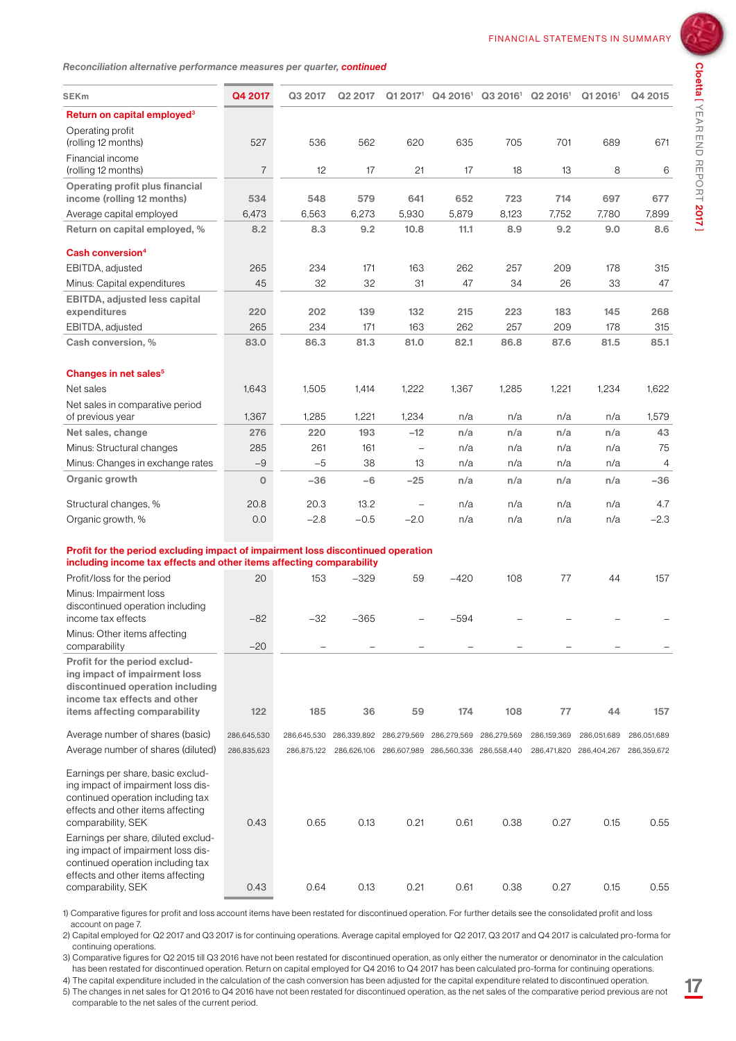*Reconciliation alternative performance measures per quarter, **continued***

| SEKm | Q4 2017 | Q3 2017 | Q2 2017 | Q1 2017[1] | Q4 2016[1] | Q3 2016[1] | Q2 2016[1] | Q1 2016[1] | Q4 2015 |
|---|---|---|---|---|---|---|---|---|---|
| **Return on capital employed[3]** | | | | | | | | | |
| Operating profit (rolling 12 months) | 527 | 536 | 562 | 620 | 635 | 705 | 701 | 689 | 671 |
| Financial income (rolling 12 months) | 7 | 12 | 17 | 21 | 17 | 18 | 13 | 8 | 6 |
| **Operating profit plus financial income (rolling 12 months)** | 534 | 548 | 579 | 641 | 652 | 723 | 714 | 697 | 677 |
| Average capital employed | 6,473 | 6,563 | 6,273 | 5,930 | 5,879 | 8,123 | 7,752 | 7,780 | 7,899 |
| **Return on capital employed, %** | **8.2** | **8.3** | **9.2** | **10.8** | **11.1** | **8.9** | **9.2** | **9.0** | **8.6** |
| **Cash conversion[4]** | | | | | | | | | |
| EBITDA, adjusted | 265 | 234 | 171 | 163 | 262 | 257 | 209 | 178 | 315 |
| Minus: Capital expenditures | 45 | 32 | 32 | 31 | 47 | 34 | 26 | 33 | 47 |
| **EBITDA, adjusted less capital expenditures** | 220 | 202 | 139 | 132 | 215 | 223 | 183 | 145 | 268 |
| EBITDA, adjusted | 265 | 234 | 171 | 163 | 262 | 257 | 209 | 178 | 315 |
| **Cash conversion, %** | **83.0** | **86.3** | **81.3** | **81.0** | **82.1** | **86.8** | **87.6** | **81.5** | **85.1** |
| **Changes in net sales[5]** | | | | | | | | | |
| Net sales | 1,643 | 1,505 | 1,414 | 1,222 | 1,367 | 1,285 | 1,221 | 1,234 | 1,622 |
| Net sales in comparative period of previous year | 1,367 | 1,285 | 1,221 | 1,234 | n/a | n/a | n/a | n/a | 1,579 |
| **Net sales, change** | 276 | 220 | 193 | –12 | n/a | n/a | n/a | n/a | 43 |
| Minus: Structural changes | 285 | 261 | 161 | – | n/a | n/a | n/a | n/a | 75 |
| Minus: Changes in exchange rates | –9 | –5 | 38 | 13 | n/a | n/a | n/a | n/a | 4 |
| **Organic growth** | 0 | –36 | –6 | –25 | n/a | n/a | n/a | n/a | –36 |
| Structural changes, % | 20.8 | 20.3 | 13.2 | – | n/a | n/a | n/a | n/a | 4.7 |
| Organic growth, % | 0.0 | –2.8 | –0.5 | –2.0 | n/a | n/a | n/a | n/a | –2.3 |
| **Profit for the period excluding impact of impairment loss discontinued operation including income tax effects and other items affecting comparability** | | | | | | | | | |
| Profit/loss for the period | 20 | 153 | –329 | 59 | –420 | 108 | 77 | 44 | 157 |
| Minus: Impairment loss discontinued operation including income tax effects | –82 | –32 | –365 | – | –594 | – | – | – | – |
| Minus: Other items affecting comparability | –20 | – | – | – | – | – | – | – | – |
| **Profit for the period excluding impact of impairment loss discontinued operation including income tax effects and other items affecting comparability** | 122 | 185 | 36 | 59 | 174 | 108 | 77 | 44 | 157 |
| Average number of shares (basic) | 286,645,530 | 286,645,530 | 286,339,892 | 286,279,569 | 286,279,569 | 286,279,569 | 286,159,369 | 286,051,689 | 286,051,689 |
| Average number of shares (diluted) | 286,835,623 | 286,875,122 | 286,626,106 | 286,607,989 | 286,560,336 | 286,558,440 | 286,471,820 | 286,404,267 | 286,359,672 |
| Earnings per share, basic excluding impact of impairment loss discontinued operation including tax effects and other items affecting comparability, SEK | 0.43 | 0.65 | 0.13 | 0.21 | 0.61 | 0.38 | 0.27 | 0.15 | 0.55 |
| Earnings per share, diluted excluding impact of impairment loss discontinued operation including tax effects and other items affecting comparability, SEK | 0.43 | 0.64 | 0.13 | 0.21 | 0.61 | 0.38 | 0.27 | 0.15 | 0.55 |

1) Comparative figures for profit and loss account items have been restated for discontinued operation. For further details see the consolidated profit and loss account on page 7.
2) Capital employed for Q2 2017 and Q3 2017 is for continuing operations. Average capital employed for Q2 2017, Q3 2017 and Q4 2017 is calculated pro-forma for continuing operations.
3) Comparative figures for Q2 2015 till Q3 2016 have not been restated for discontinued operation, as only either the numerator or denominator in the calculation has been restated for discontinued operation. Return on capital employed for Q4 2016 to Q4 2017 has been calculated pro-forma for continuing operations.
4) The capital expenditure included in the calculation of the cash conversion has been adjusted for the capital expenditure related to discontinued operation.
5) The changes in net sales for Q1 2016 to Q4 2016 have not been restated for discontinued operation, as the net sales of the comparative period previous are not comparable to the net sales of the current period.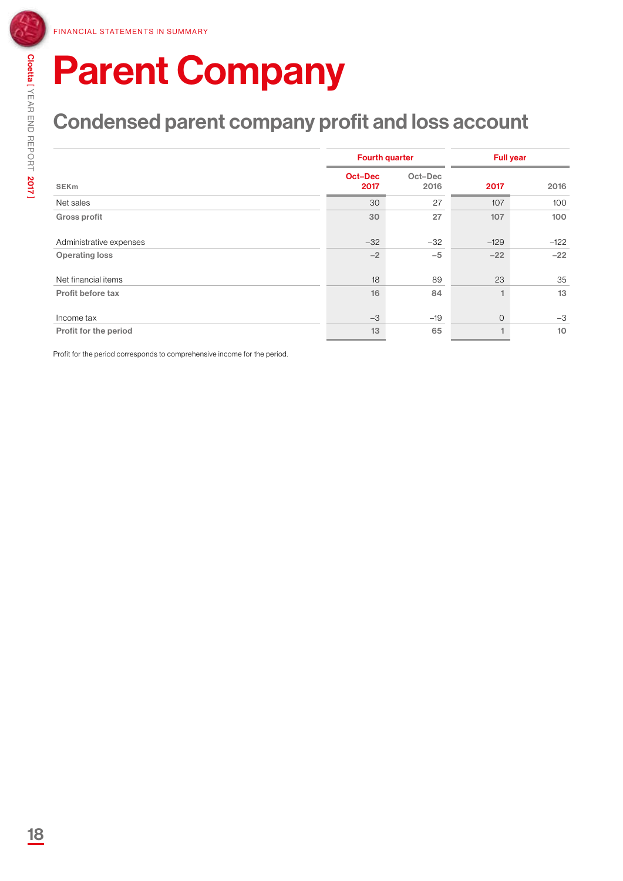FINANCIAL STATEMENTS IN SUMMARY

# Parent Company

## Condensed parent company profit and loss account

| SEKm | Fourth quarter Oct–Dec 2017 | Fourth quarter Oct–Dec 2016 | Full year 2017 | Full year 2016 |
|---|---|---|---|---|
| Net sales | 30 | 27 | 107 | 100 |
| **Gross profit** | **30** | **27** | **107** | **100** |
| Administrative expenses | –32 | –32 | –129 | –122 |
| **Operating loss** | **–2** | **–5** | **–22** | **–22** |
| Net financial items | 18 | 89 | 23 | 35 |
| **Profit before tax** | **16** | **84** | **1** | **13** |
| Income tax | –3 | –19 | 0 | –3 |
| **Profit for the period** | **13** | **65** | **1** | **10** |

Profit for the period corresponds to comprehensive income for the period.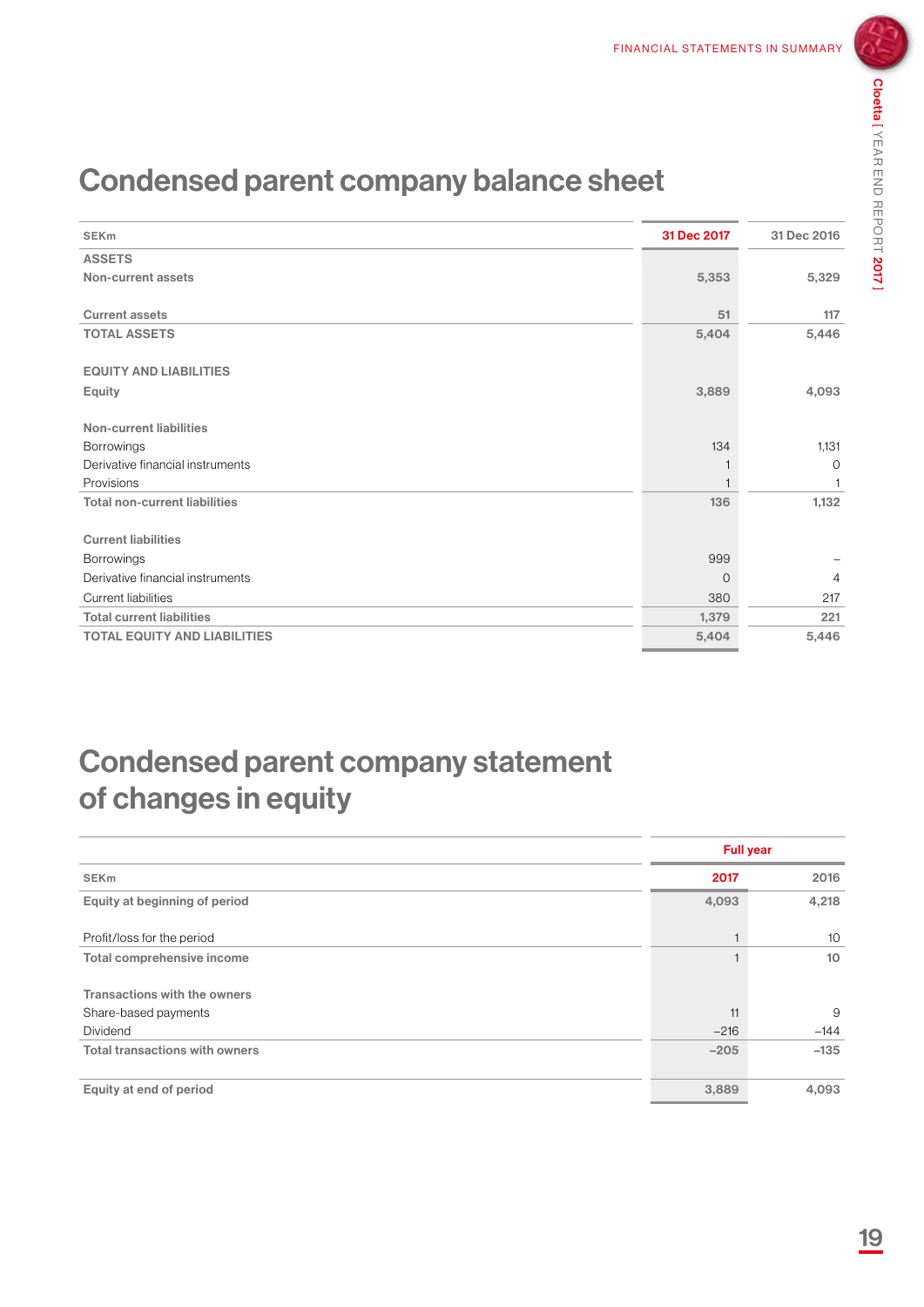# Condensed parent company balance sheet

| SEKm | 31 Dec 2017 | 31 Dec 2016 |
|---|---|---|
| **ASSETS** | | |
| **Non-current assets** | 5,353 | 5,329 |
| | | |
| **Current assets** | 51 | 117 |
| **TOTAL ASSETS** | 5,404 | 5,446 |
| | | |
| **EQUITY AND LIABILITIES** | | |
| **Equity** | 3,889 | 4,093 |
| | | |
| **Non-current liabilities** | | |
| Borrowings | 134 | 1,131 |
| Derivative financial instruments | 1 | 0 |
| Provisions | 1 | 1 |
| **Total non-current liabilities** | 136 | 1,132 |
| | | |
| **Current liabilities** | | |
| Borrowings | 999 | – |
| Derivative financial instruments | 0 | 4 |
| Current liabilities | 380 | 217 |
| **Total current liabilities** | 1,379 | 221 |
| **TOTAL EQUITY AND LIABILITIES** | 5,404 | 5,446 |

# Condensed parent company statement of changes in equity

| | Full year | |
|---|---|---|
| **SEKm** | **2017** | **2016** |
| **Equity at beginning of period** | 4,093 | 4,218 |
| | | |
| Profit/loss for the period | 1 | 10 |
| **Total comprehensive income** | 1 | 10 |
| | | |
| **Transactions with the owners** | | |
| Share-based payments | 11 | 9 |
| Dividend | –216 | –144 |
| **Total transactions with owners** | –205 | –135 |
| | | |
| **Equity at end of period** | 3,889 | 4,093 |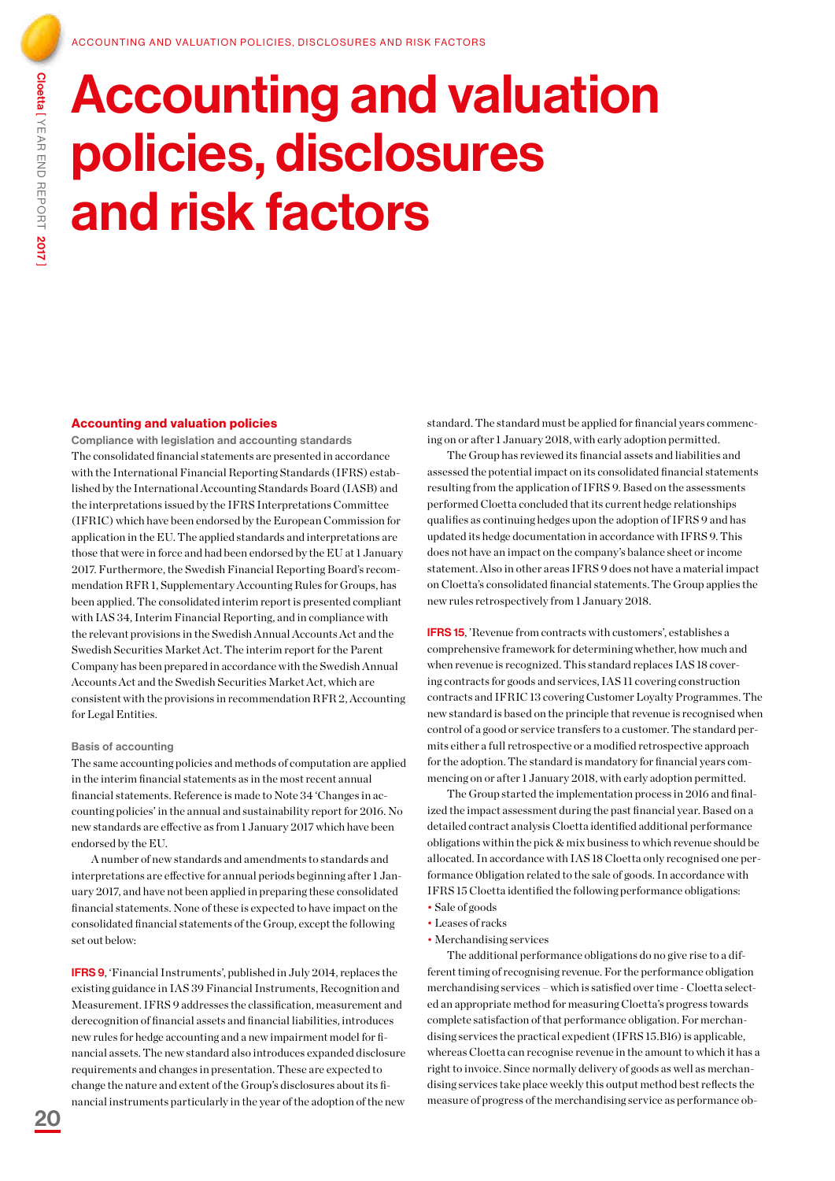# Accounting and valuation policies, disclosures and risk factors

## Accounting and valuation policies

### Compliance with legislation and accounting standards

The consolidated financial statements are presented in accordance with the International Financial Reporting Standards (IFRS) established by the International Accounting Standards Board (IASB) and the interpretations issued by the IFRS Interpretations Committee (IFRIC) which have been endorsed by the European Commission for application in the EU. The applied standards and interpretations are those that were in force and had been endorsed by the EU at 1 January 2017. Furthermore, the Swedish Financial Reporting Board's recommendation RFR 1, Supplementary Accounting Rules for Groups, has been applied. The consolidated interim report is presented compliant with IAS 34, Interim Financial Reporting, and in compliance with the relevant provisions in the Swedish Annual Accounts Act and the Swedish Securities Market Act. The interim report for the Parent Company has been prepared in accordance with the Swedish Annual Accounts Act and the Swedish Securities Market Act, which are consistent with the provisions in recommendation RFR 2, Accounting for Legal Entities.

### Basis of accounting

The same accounting policies and methods of computation are applied in the interim financial statements as in the most recent annual financial statements. Reference is made to Note 34 'Changes in accounting policies' in the annual and sustainability report for 2016. No new standards are effective as from 1 January 2017 which have been endorsed by the EU.

A number of new standards and amendments to standards and interpretations are effective for annual periods beginning after 1 January 2017, and have not been applied in preparing these consolidated financial statements. None of these is expected to have impact on the consolidated financial statements of the Group, except the following set out below:

**IFRS 9**, 'Financial Instruments', published in July 2014, replaces the existing guidance in IAS 39 Financial Instruments, Recognition and Measurement. IFRS 9 addresses the classification, measurement and derecognition of financial assets and financial liabilities, introduces new rules for hedge accounting and a new impairment model for financial assets. The new standard also introduces expanded disclosure requirements and changes in presentation. These are expected to change the nature and extent of the Group's disclosures about its financial instruments particularly in the year of the adoption of the new standard. The standard must be applied for financial years commencing on or after 1 January 2018, with early adoption permitted.

The Group has reviewed its financial assets and liabilities and assessed the potential impact on its consolidated financial statements resulting from the application of IFRS 9. Based on the assessments performed Cloetta concluded that its current hedge relationships qualifies as continuing hedges upon the adoption of IFRS 9 and has updated its hedge documentation in accordance with IFRS 9. This does not have an impact on the company's balance sheet or income statement. Also in other areas IFRS 9 does not have a material impact on Cloetta's consolidated financial statements. The Group applies the new rules retrospectively from 1 January 2018.

**IFRS 15**, 'Revenue from contracts with customers', establishes a comprehensive framework for determining whether, how much and when revenue is recognized. This standard replaces IAS 18 covering contracts for goods and services, IAS 11 covering construction contracts and IFRIC 13 covering Customer Loyalty Programmes. The new standard is based on the principle that revenue is recognised when control of a good or service transfers to a customer. The standard permits either a full retrospective or a modified retrospective approach for the adoption. The standard is mandatory for financial years commencing on or after 1 January 2018, with early adoption permitted.

The Group started the implementation process in 2016 and finalized the impact assessment during the past financial year. Based on a detailed contract analysis Cloetta identified additional performance obligations within the pick & mix business to which revenue should be allocated. In accordance with IAS 18 Cloetta only recognised one performance 0bligation related to the sale of goods. In accordance with IFRS 15 Cloetta identified the following performance obligations:

- Sale of goods
- Leases of racks
- Merchandising services

The additional performance obligations do no give rise to a different timing of recognising revenue. For the performance obligation merchandising services – which is satisfied over time - Cloetta selected an appropriate method for measuring Cloetta's progress towards complete satisfaction of that performance obligation. For merchandising services the practical expedient (IFRS 15.B16) is applicable, whereas Cloetta can recognise revenue in the amount to which it has a right to invoice. Since normally delivery of goods as well as merchandising services take place weekly this output method best reflects the measure of progress of the merchandising service as performance ob-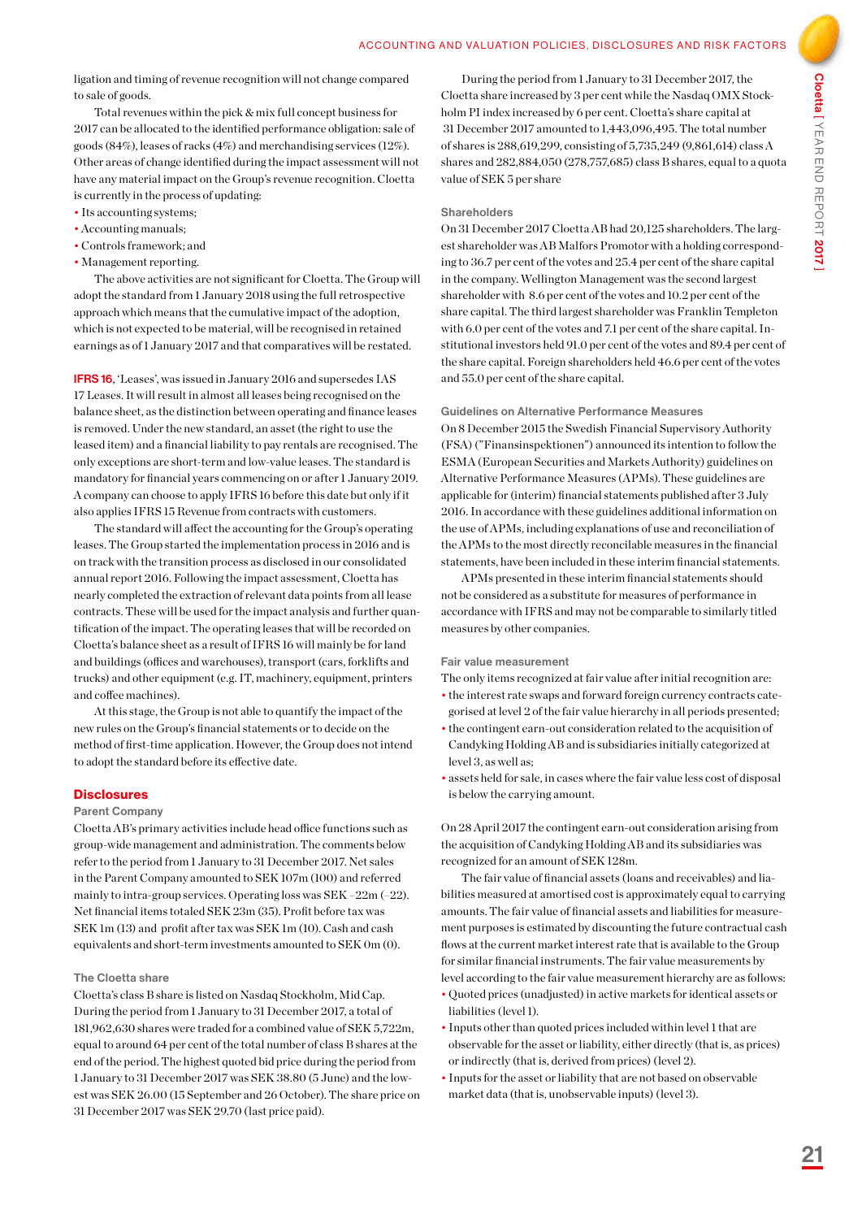ligation and timing of revenue recognition will not change compared to sale of goods.

Total revenues within the pick & mix full concept business for 2017 can be allocated to the identified performance obligation: sale of goods (84%), leases of racks (4%) and merchandising services (12%). Other areas of change identified during the impact assessment will not have any material impact on the Group's revenue recognition. Cloetta is currently in the process of updating:

- Its accounting systems;
- Accounting manuals;
- Controls framework; and
- Management reporting.

The above activities are not significant for Cloetta. The Group will adopt the standard from 1 January 2018 using the full retrospective approach which means that the cumulative impact of the adoption, which is not expected to be material, will be recognised in retained earnings as of 1 January 2017 and that comparatives will be restated.

**IFRS 16**, 'Leases', was issued in January 2016 and supersedes IAS 17 Leases. It will result in almost all leases being recognised on the balance sheet, as the distinction between operating and finance leases is removed. Under the new standard, an asset (the right to use the leased item) and a financial liability to pay rentals are recognised. The only exceptions are short-term and low-value leases. The standard is mandatory for financial years commencing on or after 1 January 2019. A company can choose to apply IFRS 16 before this date but only if it also applies IFRS 15 Revenue from contracts with customers.

The standard will affect the accounting for the Group's operating leases. The Group started the implementation process in 2016 and is on track with the transition process as disclosed in our consolidated annual report 2016. Following the impact assessment, Cloetta has nearly completed the extraction of relevant data points from all lease contracts. These will be used for the impact analysis and further quantification of the impact. The operating leases that will be recorded on Cloetta's balance sheet as a result of IFRS 16 will mainly be for land and buildings (offices and warehouses), transport (cars, forklifts and trucks) and other equipment (e.g. IT, machinery, equipment, printers and coffee machines).

At this stage, the Group is not able to quantify the impact of the new rules on the Group's financial statements or to decide on the method of first-time application. However, the Group does not intend to adopt the standard before its effective date.

## Disclosures

### Parent Company

Cloetta AB's primary activities include head office functions such as group-wide management and administration. The comments below refer to the period from 1 January to 31 December 2017. Net sales in the Parent Company amounted to SEK 107m (100) and referred mainly to intra-group services. Operating loss was SEK –22m (–22). Net financial items totaled SEK 23m (35). Profit before tax was SEK 1m (13) and profit after tax was SEK 1m (10). Cash and cash equivalents and short-term investments amounted to SEK 0m (0).

### The Cloetta share

Cloetta's class B share is listed on Nasdaq Stockholm, Mid Cap. During the period from 1 January to 31 December 2017, a total of 181,962,630 shares were traded for a combined value of SEK 5,722m, equal to around 64 per cent of the total number of class B shares at the end of the period. The highest quoted bid price during the period from 1 January to 31 December 2017 was SEK 38.80 (5 June) and the lowest was SEK 26.00 (15 September and 26 October). The share price on 31 December 2017 was SEK 29.70 (last price paid).

During the period from 1 January to 31 December 2017, the Cloetta share increased by 3 per cent while the Nasdaq OMX Stockholm PI index increased by 6 per cent. Cloetta's share capital at 31 December 2017 amounted to 1,443,096,495. The total number of shares is 288,619,299, consisting of 5,735,249 (9,861,614) class A and 282,884,050 (278,757,685) class B shares, equal to a quota value of SEK 5 per share

### Shareholders

On 31 December 2017 Cloetta AB had 20,125 shareholders. The largest shareholder was AB Malfors Promotor with a holding corresponding to 36.7 per cent of the votes and 25.4 per cent of the share capital in the company. Wellington Management was the second largest shareholder with 8.6 per cent of the votes and 10.2 per cent of the share capital. The third largest shareholder was Franklin Templeton with 6.0 per cent of the votes and 7.1 per cent of the share capital. Institutional investors held 91.0 per cent of the votes and 89.4 per cent of the share capital. Foreign shareholders held 46.6 per cent of the votes and 55.0 per cent of the share capital.

### Guidelines on Alternative Performance Measures

On 8 December 2015 the Swedish Financial Supervisory Authority (FSA) ("Finansinspektionen") announced its intention to follow the ESMA (European Securities and Markets Authority) guidelines on Alternative Performance Measures (APMs). These guidelines are applicable for (interim) financial statements published after 3 July 2016. In accordance with these guidelines additional information on the use of APMs, including explanations of use and reconciliation of the APMs to the most directly reconcilable measures in the financial statements, have been included in these interim financial statements.

APMs presented in these interim financial statements should not be considered as a substitute for measures of performance in accordance with IFRS and may not be comparable to similarly titled measures by other companies.

### Fair value measurement

The only items recognized at fair value after initial recognition are:

- the interest rate swaps and forward foreign currency contracts categorised at level 2 of the fair value hierarchy in all periods presented;
- the contingent earn-out consideration related to the acquisition of Candyking Holding AB and is subsidiaries initially categorized at level 3, as well as;
- assets held for sale, in cases where the fair value less cost of disposal is below the carrying amount.

On 28 April 2017 the contingent earn-out consideration arising from the acquisition of Candyking Holding AB and its subsidiaries was recognized for an amount of SEK 128m.

The fair value of financial assets (loans and receivables) and liabilities measured at amortised cost is approximately equal to carrying amounts. The fair value of financial assets and liabilities for measurement purposes is estimated by discounting the future contractual cash flows at the current market interest rate that is available to the Group for similar financial instruments. The fair value measurements by level according to the fair value measurement hierarchy are as follows:

- Quoted prices (unadjusted) in active markets for identical assets or liabilities (level 1).
- Inputs other than quoted prices included within level 1 that are observable for the asset or liability, either directly (that is, as prices) or indirectly (that is, derived from prices) (level 2).
- Inputs for the asset or liability that are not based on observable market data (that is, unobservable inputs) (level 3).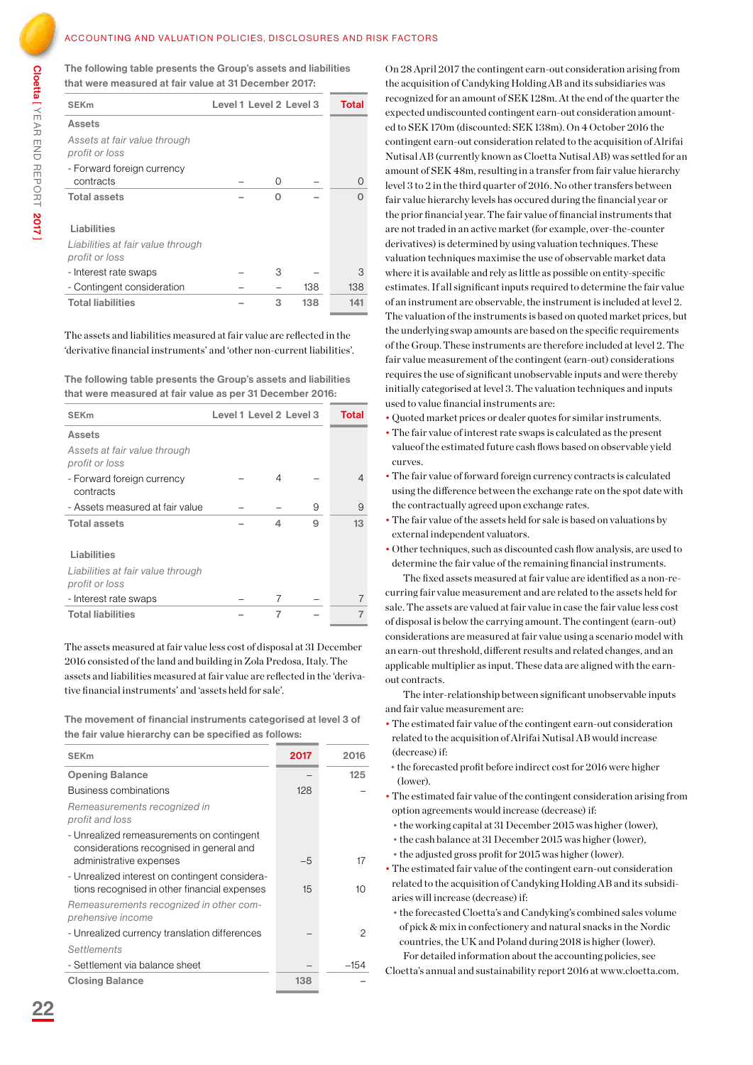The following table presents the Group's assets and liabilities that were measured at fair value at 31 December 2017:

| SEKm | Level 1 | Level 2 | Level 3 | Total |
|---|---|---|---|---|
| **Assets** | | | | |
| *Assets at fair value through profit or loss* | | | | |
| - Forward foreign currency contracts | – | 0 | – | 0 |
| **Total assets** | – | 0 | – | 0 |
| **Liabilities** | | | | |
| *Liabilities at fair value through profit or loss* | | | | |
| - Interest rate swaps | – | 3 | – | 3 |
| - Contingent consideration | – | – | 138 | 138 |
| **Total liabilities** | – | 3 | 138 | 141 |

The assets and liabilities measured at fair value are reflected in the 'derivative financial instruments' and 'other non-current liabilities'.

The following table presents the Group's assets and liabilities that were measured at fair value as per 31 December 2016:

| SEKm | Level 1 | Level 2 | Level 3 | Total |
|---|---|---|---|---|
| **Assets** | | | | |
| *Assets at fair value through profit or loss* | | | | |
| - Forward foreign currency contracts | – | 4 | – | 4 |
| - Assets measured at fair value | – | – | 9 | 9 |
| **Total assets** | – | 4 | 9 | 13 |
| **Liabilities** | | | | |
| *Liabilities at fair value through profit or loss* | | | | |
| - Interest rate swaps | – | 7 | – | 7 |
| **Total liabilities** | – | 7 | – | 7 |

The assets measured at fair value less cost of disposal at 31 December 2016 consisted of the land and building in Zola Predosa, Italy. The assets and liabilities measured at fair value are reflected in the 'derivative financial instruments' and 'assets held for sale'.

The movement of financial instruments categorised at level 3 of the fair value hierarchy can be specified as follows:

| SEKm | 2017 | 2016 |
|---|---|---|
| **Opening Balance** | – | 125 |
| Business combinations | 128 | – |
| *Remeasurements recognized in profit and loss* | | |
| - Unrealized remeasurements on contingent considerations recognised in general and administrative expenses | –5 | 17 |
| - Unrealized interest on contingent considerations recognised in other financial expenses | 15 | 10 |
| *Remeasurements recognized in other comprehensive income* | | |
| - Unrealized currency translation differences | – | 2 |
| *Settlements* | | |
| - Settlement via balance sheet | – | –154 |
| **Closing Balance** | 138 | – |

On 28 April 2017 the contingent earn-out consideration arising from the acquisition of Candyking Holding AB and its subsidiaries was recognized for an amount of SEK 128m. At the end of the quarter the expected undiscounted contingent earn-out consideration amounted to SEK 170m (discounted: SEK 138m). On 4 October 2016 the contingent earn-out consideration related to the acquisition of Alrifai Nutisal AB (currently known as Cloetta Nutisal AB) was settled for an amount of SEK 48m, resulting in a transfer from fair value hierarchy level 3 to 2 in the third quarter of 2016. No other transfers between fair value hierarchy levels has occured during the financial year or the prior financial year. The fair value of financial instruments that are not traded in an active market (for example, over-the-counter derivatives) is determined by using valuation techniques. These valuation techniques maximise the use of observable market data where it is available and rely as little as possible on entity-specific estimates. If all significant inputs required to determine the fair value of an instrument are observable, the instrument is included at level 2. The valuation of the instruments is based on quoted market prices, but the underlying swap amounts are based on the specific requirements of the Group. These instruments are therefore included at level 2. The fair value measurement of the contingent (earn-out) considerations requires the use of significant unobservable inputs and were thereby initially categorised at level 3. The valuation techniques and inputs used to value financial instruments are:

- Quoted market prices or dealer quotes for similar instruments.
- The fair value of interest rate swaps is calculated as the present valueof the estimated future cash flows based on observable yield curves.
- The fair value of forward foreign currency contracts is calculated using the difference between the exchange rate on the spot date with the contractually agreed upon exchange rates.
- The fair value of the assets held for sale is based on valuations by external independent valuators.
- Other techniques, such as discounted cash flow analysis, are used to determine the fair value of the remaining financial instruments.

The fixed assets measured at fair value are identified as a non-recurring fair value measurement and are related to the assets held for sale. The assets are valued at fair value in case the fair value less cost of disposal is below the carrying amount. The contingent (earn-out) considerations are measured at fair value using a scenario model with an earn-out threshold, different results and related changes, and an applicable multiplier as input. These data are aligned with the earn-out contracts.

The inter-relationship between significant unobservable inputs and fair value measurement are:

- The estimated fair value of the contingent earn-out consideration related to the acquisition of Alrifai Nutisal AB would increase (decrease) if:
  - the forecasted profit before indirect cost for 2016 were higher (lower).
- The estimated fair value of the contingent consideration arising from option agreements would increase (decrease) if:
  - the working capital at 31 December 2015 was higher (lower),
  - the cash balance at 31 December 2015 was higher (lower),
  - the adjusted gross profit for 2015 was higher (lower).
- The estimated fair value of the contingent earn-out consideration related to the acquisition of Candyking Holding AB and its subsidiaries will increase (decrease) if:
  - the forecasted Cloetta's and Candyking's combined sales volume of pick & mix in confectionery and natural snacks in the Nordic countries, the UK and Poland during 2018 is higher (lower).

For detailed information about the accounting policies, see Cloetta's annual and sustainability report 2016 at www.cloetta.com.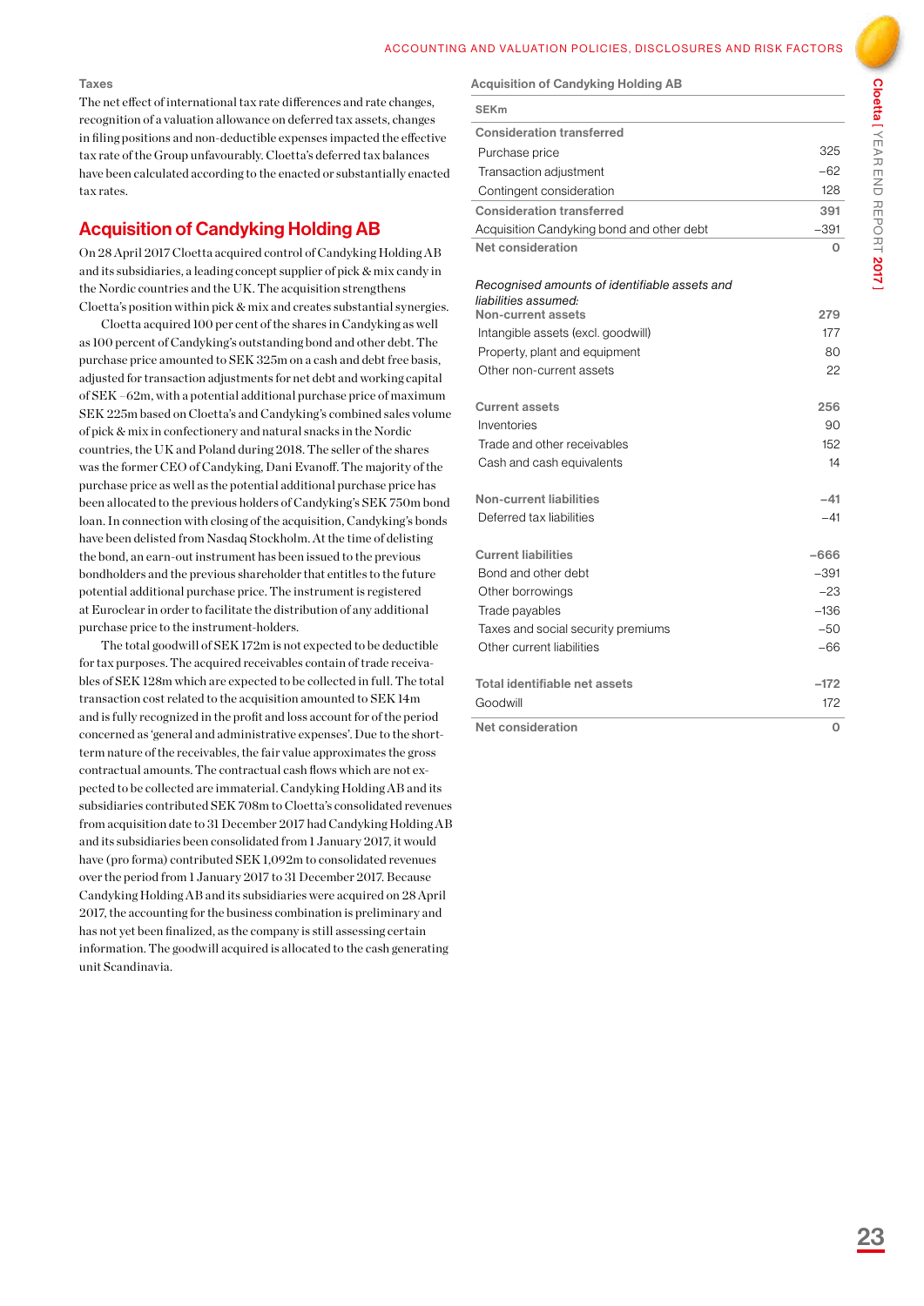### Taxes

The net effect of international tax rate differences and rate changes, recognition of a valuation allowance on deferred tax assets, changes in filing positions and non-deductible expenses impacted the effective tax rate of the Group unfavourably. Cloetta's deferred tax balances have been calculated according to the enacted or substantially enacted tax rates.

## Acquisition of Candyking Holding AB

On 28 April 2017 Cloetta acquired control of Candyking Holding AB and its subsidiaries, a leading concept supplier of pick & mix candy in the Nordic countries and the UK. The acquisition strengthens Cloetta's position within pick & mix and creates substantial synergies.

Cloetta acquired 100 per cent of the shares in Candyking as well as 100 percent of Candyking's outstanding bond and other debt. The purchase price amounted to SEK 325m on a cash and debt free basis, adjusted for transaction adjustments for net debt and working capital of SEK –62m, with a potential additional purchase price of maximum SEK 225m based on Cloetta's and Candyking's combined sales volume of pick & mix in confectionery and natural snacks in the Nordic countries, the UK and Poland during 2018. The seller of the shares was the former CEO of Candyking, Dani Evanoff. The majority of the purchase price as well as the potential additional purchase price has been allocated to the previous holders of Candyking's SEK 750m bond loan. In connection with closing of the acquisition, Candyking's bonds have been delisted from Nasdaq Stockholm. At the time of delisting the bond, an earn-out instrument has been issued to the previous bondholders and the previous shareholder that entitles to the future potential additional purchase price. The instrument is registered at Euroclear in order to facilitate the distribution of any additional purchase price to the instrument-holders.

The total goodwill of SEK 172m is not expected to be deductible for tax purposes. The acquired receivables contain of trade receivables of SEK 128m which are expected to be collected in full. The total transaction cost related to the acquisition amounted to SEK 14m and is fully recognized in the profit and loss account for of the period concerned as 'general and administrative expenses'. Due to the short-term nature of the receivables, the fair value approximates the gross contractual amounts. The contractual cash flows which are not expected to be collected are immaterial. Candyking Holding AB and its subsidiaries contributed SEK 708m to Cloetta's consolidated revenues from acquisition date to 31 December 2017 had Candyking Holding AB and its subsidiaries been consolidated from 1 January 2017, it would have (pro forma) contributed SEK 1,092m to consolidated revenues over the period from 1 January 2017 to 31 December 2017. Because Candyking Holding AB and its subsidiaries were acquired on 28 April 2017, the accounting for the business combination is preliminary and has not yet been finalized, as the company is still assessing certain information. The goodwill acquired is allocated to the cash generating unit Scandinavia.

### Acquisition of Candyking Holding AB

| SEKm | |
|---|---|
| **Consideration transferred** | |
| Purchase price | 325 |
| Transaction adjustment | –62 |
| Contingent consideration | 128 |
| **Consideration transferred** | **391** |
| Acquisition Candyking bond and other debt | –391 |
| **Net consideration** | **0** |
| | |
| *Recognised amounts of identifiable assets and liabilities assumed:* | |
| **Non-current assets** | **279** |
| Intangible assets (excl. goodwill) | 177 |
| Property, plant and equipment | 80 |
| Other non-current assets | 22 |
| | |
| **Current assets** | **256** |
| Inventories | 90 |
| Trade and other receivables | 152 |
| Cash and cash equivalents | 14 |
| | |
| **Non-current liabilities** | **–41** |
| Deferred tax liabilities | –41 |
| | |
| **Current liabilities** | **–666** |
| Bond and other debt | –391 |
| Other borrowings | –23 |
| Trade payables | –136 |
| Taxes and social security premiums | –50 |
| Other current liabilities | –66 |
| | |
| **Total identifiable net assets** | **–172** |
| Goodwill | 172 |
| **Net consideration** | **0** |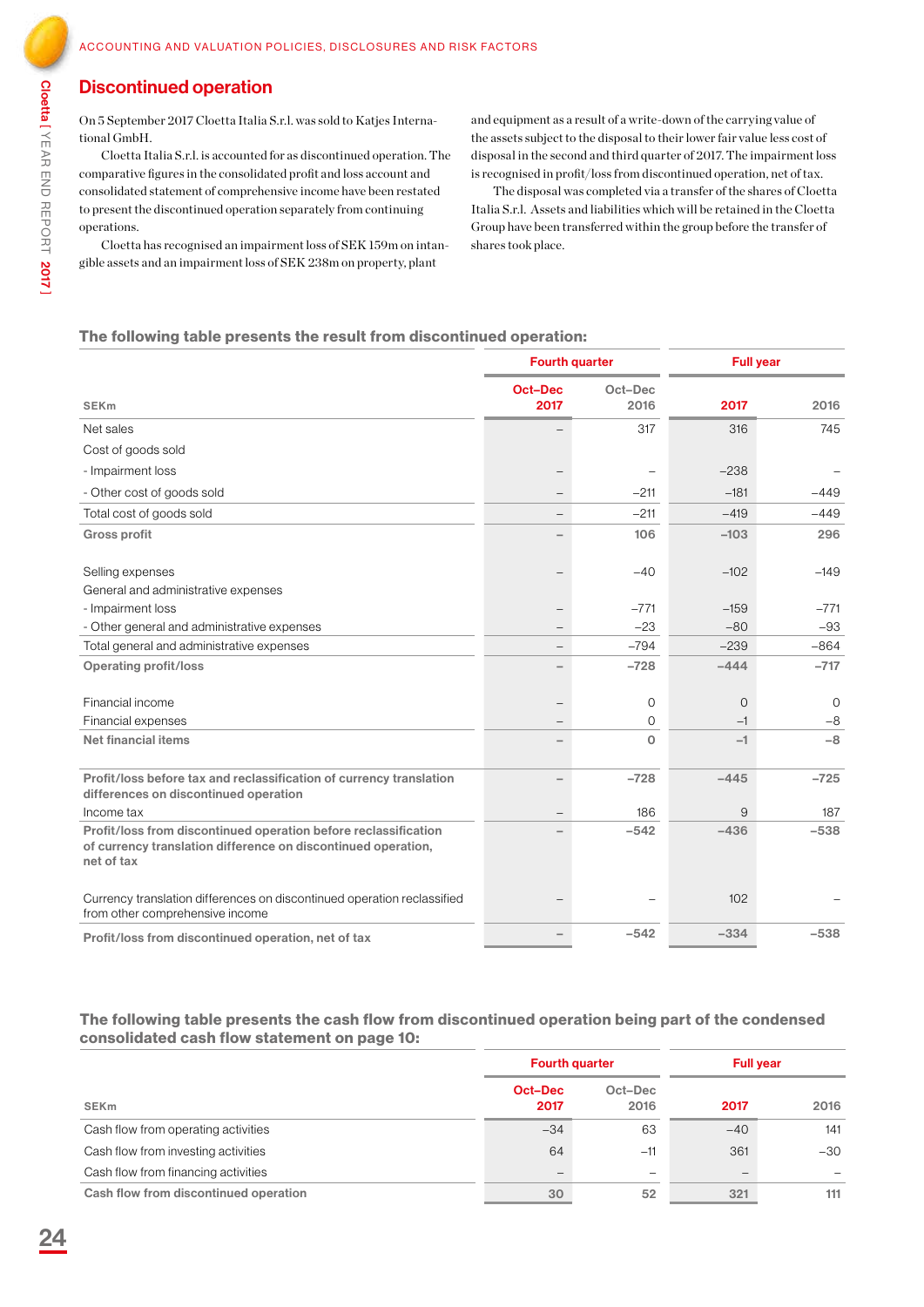## Discontinued operation

On 5 September 2017 Cloetta Italia S.r.l. was sold to Katjes International GmbH.

Cloetta Italia S.r.l. is accounted for as discontinued operation. The comparative figures in the consolidated profit and loss account and consolidated statement of comprehensive income have been restated to present the discontinued operation separately from continuing operations.

Cloetta has recognised an impairment loss of SEK 159m on intangible assets and an impairment loss of SEK 238m on property, plant and equipment as a result of a write-down of the carrying value of the assets subject to the disposal to their lower fair value less cost of disposal in the second and third quarter of 2017. The impairment loss is recognised in profit/loss from discontinued operation, net of tax.

The disposal was completed via a transfer of the shares of Cloetta Italia S.r.l. Assets and liabilities which will be retained in the Cloetta Group have been transferred within the group before the transfer of shares took place.

### The following table presents the result from discontinued operation:

| | Fourth quarter | | Full year | |
|---|---|---|---|---|
| SEKm | Oct–Dec 2017 | Oct–Dec 2016 | 2017 | 2016 |
| Net sales | – | 317 | 316 | 745 |
| Cost of goods sold | | | | |
| - Impairment loss | – | – | –238 | – |
| - Other cost of goods sold | – | –211 | –181 | –449 |
| Total cost of goods sold | – | –211 | –419 | –449 |
| **Gross profit** | – | 106 | –103 | 296 |
| Selling expenses | – | –40 | –102 | –149 |
| General and administrative expenses | | | | |
| - Impairment loss | – | –771 | –159 | –771 |
| - Other general and administrative expenses | – | –23 | –80 | –93 |
| Total general and administrative expenses | – | –794 | –239 | –864 |
| **Operating profit/loss** | – | –728 | –444 | –717 |
| Financial income | – | 0 | 0 | 0 |
| Financial expenses | – | 0 | –1 | –8 |
| **Net financial items** | – | 0 | –1 | –8 |
| **Profit/loss before tax and reclassification of currency translation differences on discontinued operation** | – | –728 | –445 | –725 |
| Income tax | – | 186 | 9 | 187 |
| **Profit/loss from discontinued operation before reclassification of currency translation difference on discontinued operation, net of tax** | – | –542 | –436 | –538 |
| Currency translation differences on discontinued operation reclassified from other comprehensive income | – | – | 102 | – |
| **Profit/loss from discontinued operation, net of tax** | – | –542 | –334 | –538 |

### The following table presents the cash flow from discontinued operation being part of the condensed consolidated cash flow statement on page 10:

| | Fourth quarter | | Full year | |
|---|---|---|---|---|
| SEKm | Oct–Dec 2017 | Oct–Dec 2016 | 2017 | 2016 |
| Cash flow from operating activities | –34 | 63 | –40 | 141 |
| Cash flow from investing activities | 64 | –11 | 361 | –30 |
| Cash flow from financing activities | – | – | – | – |
| **Cash flow from discontinued operation** | 30 | 52 | 321 | 111 |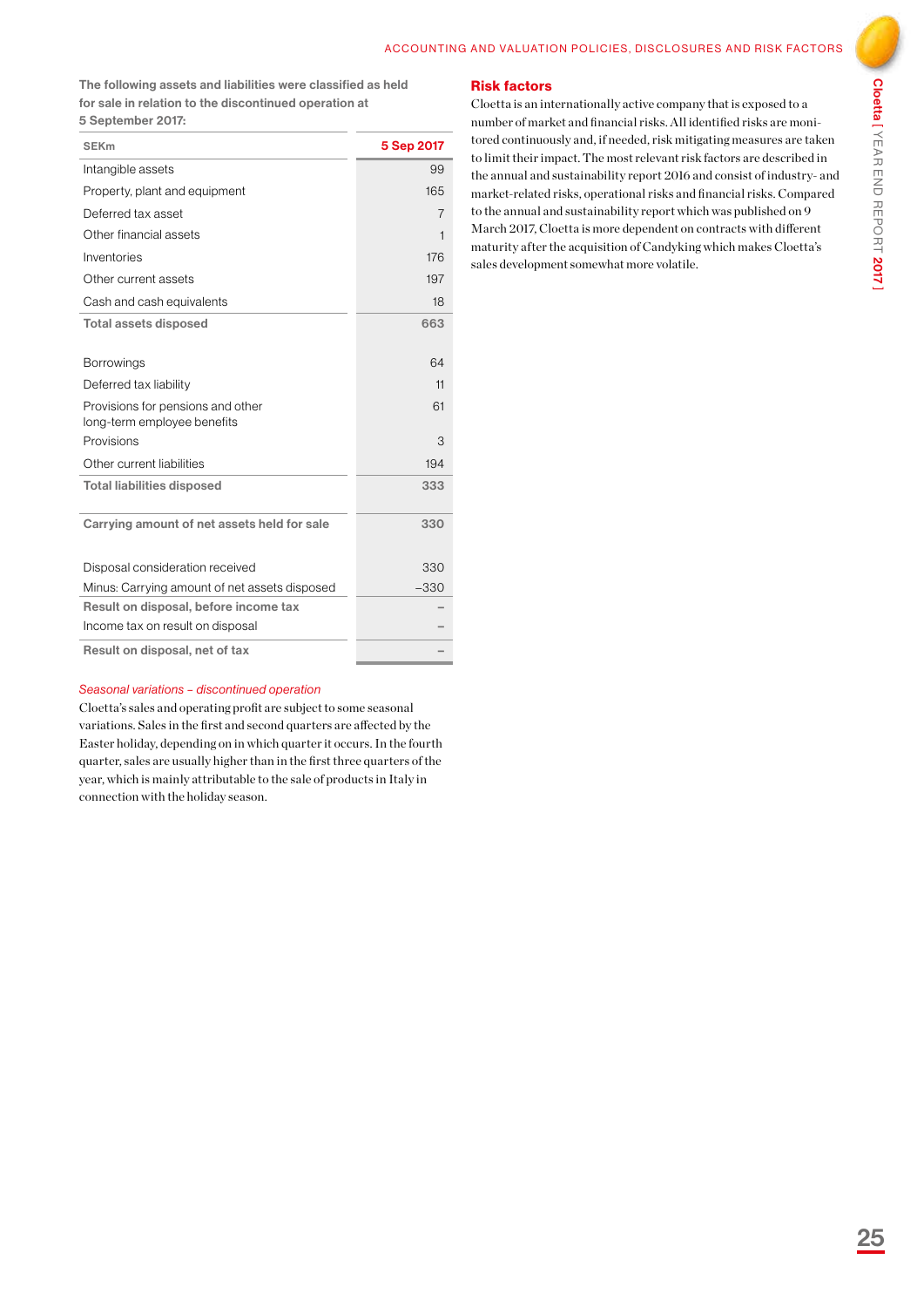The following assets and liabilities were classified as held for sale in relation to the discontinued operation at 5 September 2017:

| SEKm | 5 Sep 2017 |
|---|---|
| Intangible assets | 99 |
| Property, plant and equipment | 165 |
| Deferred tax asset | 7 |
| Other financial assets | 1 |
| Inventories | 176 |
| Other current assets | 197 |
| Cash and cash equivalents | 18 |
| **Total assets disposed** | **663** |
| | |
| Borrowings | 64 |
| Deferred tax liability | 11 |
| Provisions for pensions and other long-term employee benefits | 61 |
| Provisions | 3 |
| Other current liabilities | 194 |
| **Total liabilities disposed** | **333** |
| | |
| **Carrying amount of net assets held for sale** | **330** |
| | |
| Disposal consideration received | 330 |
| Minus: Carrying amount of net assets disposed | –330 |
| **Result on disposal, before income tax** | **–** |
| Income tax on result on disposal | – |
| **Result on disposal, net of tax** | **–** |

*Seasonal variations – discontinued operation*

Cloetta's sales and operating profit are subject to some seasonal variations. Sales in the first and second quarters are affected by the Easter holiday, depending on in which quarter it occurs. In the fourth quarter, sales are usually higher than in the first three quarters of the year, which is mainly attributable to the sale of products in Italy in connection with the holiday season.

## Risk factors

Cloetta is an internationally active company that is exposed to a number of market and financial risks. All identified risks are monitored continuously and, if needed, risk mitigating measures are taken to limit their impact. The most relevant risk factors are described in the annual and sustainability report 2016 and consist of industry- and market-related risks, operational risks and financial risks. Compared to the annual and sustainability report which was published on 9 March 2017, Cloetta is more dependent on contracts with different maturity after the acquisition of Candyking which makes Cloetta's sales development somewhat more volatile.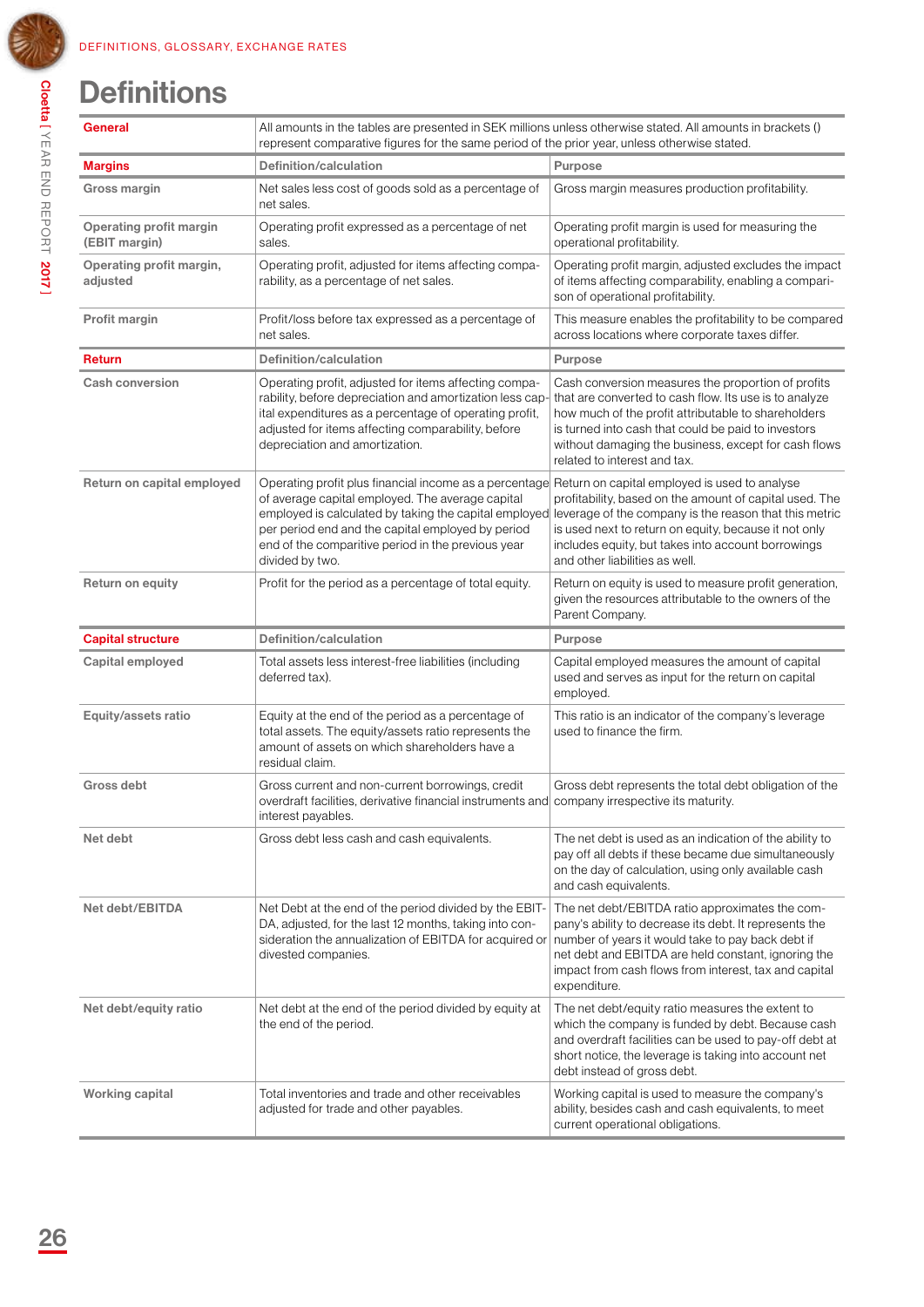# Definitions

| General | All amounts in the tables are presented in SEK millions unless otherwise stated. All amounts in brackets () represent comparative figures for the same period of the prior year, unless otherwise stated. | |
|---|---|---|
| **Margins** | **Definition/calculation** | **Purpose** |
| Gross margin | Net sales less cost of goods sold as a percentage of net sales. | Gross margin measures production profitability. |
| Operating profit margin (EBIT margin) | Operating profit expressed as a percentage of net sales. | Operating profit margin is used for measuring the operational profitability. |
| Operating profit margin, adjusted | Operating profit, adjusted for items affecting comparability, as a percentage of net sales. | Operating profit margin, adjusted excludes the impact of items affecting comparability, enabling a comparison of operational profitability. |
| Profit margin | Profit/loss before tax expressed as a percentage of net sales. | This measure enables the profitability to be compared across locations where corporate taxes differ. |
| **Return** | **Definition/calculation** | **Purpose** |
| Cash conversion | Operating profit, adjusted for items affecting comparability, before depreciation and amortization less capital expenditures as a percentage of operating profit, adjusted for items affecting comparability, before depreciation and amortization. | Cash conversion measures the proportion of profits that are converted to cash flow. Its use is to analyze how much of the profit attributable to shareholders is turned into cash that could be paid to investors without damaging the business, except for cash flows related to interest and tax. |
| Return on capital employed | Operating profit plus financial income as a percentage of average capital employed. The average capital employed is calculated by taking the capital employed per period end and the capital employed by period end of the comparitive period in the previous year divided by two. | Return on capital employed is used to analyse profitability, based on the amount of capital used. The leverage of the company is the reason that this metric is used next to return on equity, because it not only includes equity, but takes into account borrowings and other liabilities as well. |
| Return on equity | Profit for the period as a percentage of total equity. | Return on equity is used to measure profit generation, given the resources attributable to the owners of the Parent Company. |
| **Capital structure** | **Definition/calculation** | **Purpose** |
| Capital employed | Total assets less interest-free liabilities (including deferred tax). | Capital employed measures the amount of capital used and serves as input for the return on capital employed. |
| Equity/assets ratio | Equity at the end of the period as a percentage of total assets. The equity/assets ratio represents the amount of assets on which shareholders have a residual claim. | This ratio is an indicator of the company's leverage used to finance the firm. |
| Gross debt | Gross current and non-current borrowings, credit overdraft facilities, derivative financial instruments and interest payables. | Gross debt represents the total debt obligation of the company irrespective its maturity. |
| Net debt | Gross debt less cash and cash equivalents. | The net debt is used as an indication of the ability to pay off all debts if these became due simultaneously on the day of calculation, using only available cash and cash equivalents. |
| Net debt/EBITDA | Net Debt at the end of the period divided by the EBITDA, adjusted, for the last 12 months, taking into consideration the annualization of EBITDA for acquired or divested companies. | The net debt/EBITDA ratio approximates the company's ability to decrease its debt. It represents the number of years it would take to pay back debt if net debt and EBITDA are held constant, ignoring the impact from cash flows from interest, tax and capital expenditure. |
| Net debt/equity ratio | Net debt at the end of the period divided by equity at the end of the period. | The net debt/equity ratio measures the extent to which the company is funded by debt. Because cash and overdraft facilities can be used to pay-off debt at short notice, the leverage is taking into account net debt instead of gross debt. |
| Working capital | Total inventories and trade and other receivables adjusted for trade and other payables. | Working capital is used to measure the company's ability, besides cash and cash equivalents, to meet current operational obligations. |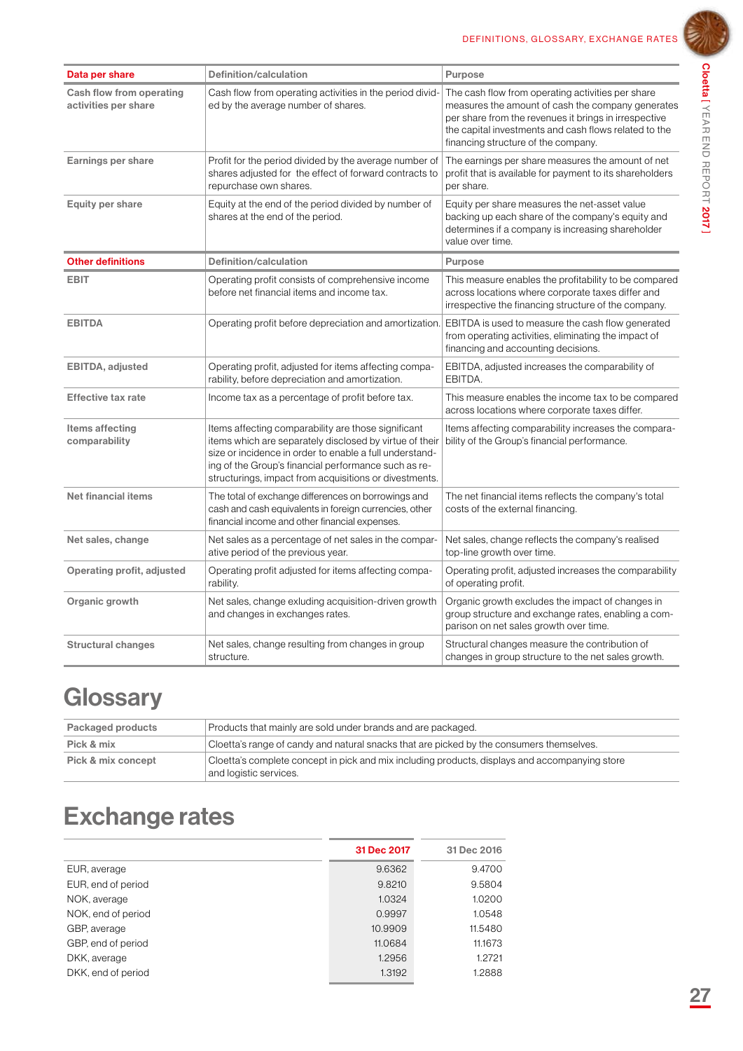| Data per share | Definition/calculation | Purpose |
|---|---|---|
| Cash flow from operating activities per share | Cash flow from operating activities in the period divided by the average number of shares. | The cash flow from operating activities per share measures the amount of cash the company generates per share from the revenues it brings in irrespective the capital investments and cash flows related to the financing structure of the company. |
| Earnings per share | Profit for the period divided by the average number of shares adjusted for the effect of forward contracts to repurchase own shares. | The earnings per share measures the amount of net profit that is available for payment to its shareholders per share. |
| Equity per share | Equity at the end of the period divided by number of shares at the end of the period. | Equity per share measures the net-asset value backing up each share of the company's equity and determines if a company is increasing shareholder value over time. |

| Other definitions | Definition/calculation | Purpose |
|---|---|---|
| EBIT | Operating profit consists of comprehensive income before net financial items and income tax. | This measure enables the profitability to be compared across locations where corporate taxes differ and irrespective the financing structure of the company. |
| EBITDA | Operating profit before depreciation and amortization. | EBITDA is used to measure the cash flow generated from operating activities, eliminating the impact of financing and accounting decisions. |
| EBITDA, adjusted | Operating profit, adjusted for items affecting comparability, before depreciation and amortization. | EBITDA, adjusted increases the comparability of EBITDA. |
| Effective tax rate | Income tax as a percentage of profit before tax. | This measure enables the income tax to be compared across locations where corporate taxes differ. |
| Items affecting comparability | Items affecting comparability are those significant items which are separately disclosed by virtue of their size or incidence in order to enable a full understanding of the Group's financial performance such as restructurings, impact from acquisitions or divestments. | Items affecting comparability increases the comparability of the Group's financial performance. |
| Net financial items | The total of exchange differences on borrowings and cash and cash equivalents in foreign currencies, other financial income and other financial expenses. | The net financial items reflects the company's total costs of the external financing. |
| Net sales, change | Net sales as a percentage of net sales in the comparative period of the previous year. | Net sales, change reflects the company's realised top-line growth over time. |
| Operating profit, adjusted | Operating profit adjusted for items affecting comparability. | Operating profit, adjusted increases the comparability of operating profit. |
| Organic growth | Net sales, change exluding acquisition-driven growth and changes in exchanges rates. | Organic growth excludes the impact of changes in group structure and exchange rates, enabling a comparison on net sales growth over time. |
| Structural changes | Net sales, change resulting from changes in group structure. | Structural changes measure the contribution of changes in group structure to the net sales growth. |

# Glossary

| | |
|---|---|
| Packaged products | Products that mainly are sold under brands and are packaged. |
| Pick & mix | Cloetta's range of candy and natural snacks that are picked by the consumers themselves. |
| Pick & mix concept | Cloetta's complete concept in pick and mix including products, displays and accompanying store and logistic services. |

# Exchange rates

| | 31 Dec 2017 | 31 Dec 2016 |
|---|---|---|
| EUR, average | 9.6362 | 9.4700 |
| EUR, end of period | 9.8210 | 9.5804 |
| NOK, average | 1.0324 | 1.0200 |
| NOK, end of period | 0.9997 | 1.0548 |
| GBP, average | 10.9909 | 11.5480 |
| GBP, end of period | 11.0684 | 11.1673 |
| DKK, average | 1.2956 | 1.2721 |
| DKK, end of period | 1.3192 | 1.2888 |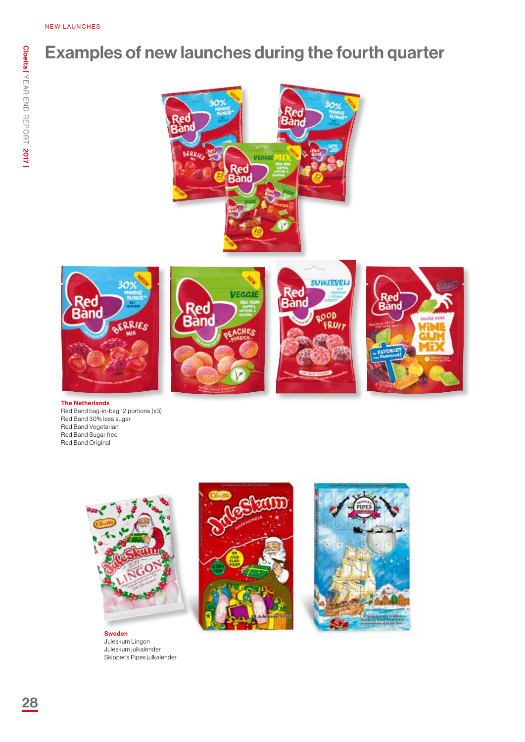NEW LAUNCHES

# Examples of new launches during the fourth quarter

**The Netherlands**
Red Band bag-in-bag 12 portions (x3)
Red Band 30% less sugar
Red Band Vegetarian
Red Band Sugar free
Red Band Original

**Sweden**
Juleskum Lingon
Juleskum julkalender
Skipper's Pipes julkalender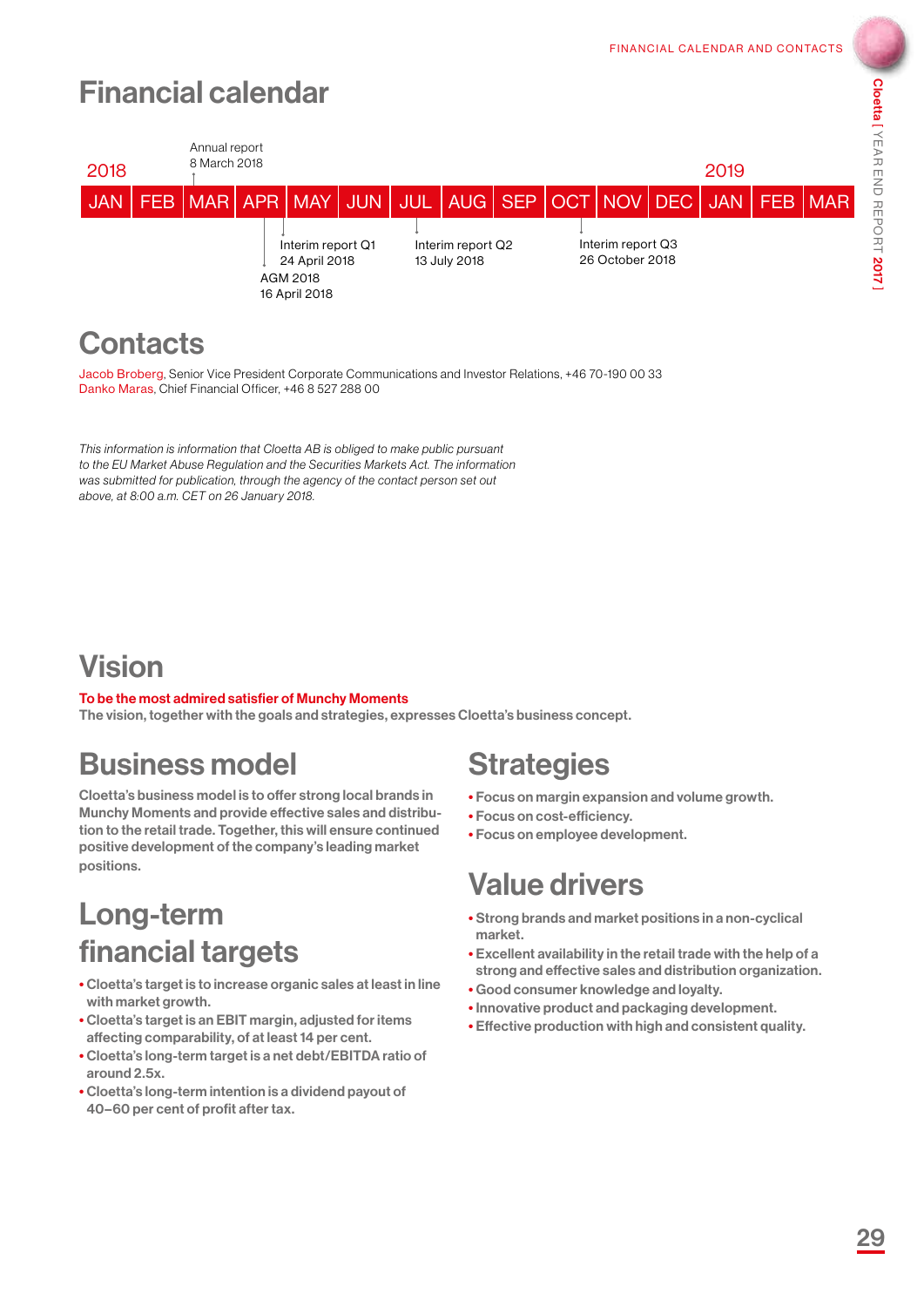# Financial calendar

| 2018 | | | | | | | | | | | | 2019 | | |
|---|---|---|---|---|---|---|---|---|---|---|---|---|---|---|
| JAN | FEB | MAR | APR | MAY | JUN | JUL | AUG | SEP | OCT | NOV | DEC | JAN | FEB | MAR |

- Annual report 8 March 2018
- AGM 2018 16 April 2018
- Interim report Q1 24 April 2018
- Interim report Q2 13 July 2018
- Interim report Q3 26 October 2018

# Contacts

Jacob Broberg, Senior Vice President Corporate Communications and Investor Relations, +46 70-190 00 33
Danko Maras, Chief Financial Officer, +46 8 527 288 00

*This information is information that Cloetta AB is obliged to make public pursuant to the EU Market Abuse Regulation and the Securities Markets Act. The information was submitted for publication, through the agency of the contact person set out above, at 8:00 a.m. CET on 26 January 2018.*

# Vision

**To be the most admired satisfier of Munchy Moments**
**The vision, together with the goals and strategies, expresses Cloetta's business concept.**

# Business model

**Cloetta's business model is to offer strong local brands in Munchy Moments and provide effective sales and distribution to the retail trade. Together, this will ensure continued positive development of the company's leading market positions.**

# Long-term financial targets

- **Cloetta's target is to increase organic sales at least in line with market growth.**
- **Cloetta's target is an EBIT margin, adjusted for items affecting comparability, of at least 14 per cent.**
- **Cloetta's long-term target is a net debt/EBITDA ratio of around 2.5x.**
- **Cloetta's long-term intention is a dividend payout of 40–60 per cent of profit after tax.**

# Strategies

- **Focus on margin expansion and volume growth.**
- **Focus on cost-efficiency.**
- **Focus on employee development.**

# Value drivers

- **Strong brands and market positions in a non-cyclical market.**
- **Excellent availability in the retail trade with the help of a strong and effective sales and distribution organization.**
- **Good consumer knowledge and loyalty.**
- **Innovative product and packaging development.**
- **Effective production with high and consistent quality.**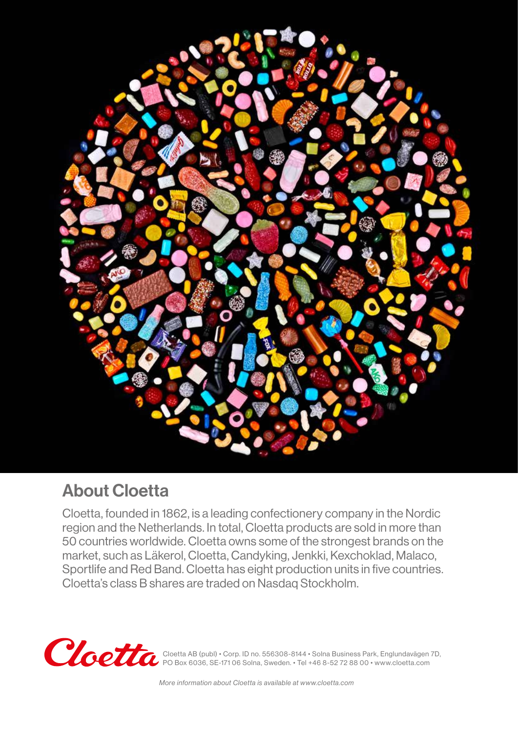## About Cloetta

Cloetta, founded in 1862, is a leading confectionery company in the Nordic region and the Netherlands. In total, Cloetta products are sold in more than 50 countries worldwide. Cloetta owns some of the strongest brands on the market, such as Läkerol, Cloetta, Candyking, Jenkki, Kexchoklad, Malaco, Sportlife and Red Band. Cloetta has eight production units in five countries. Cloetta's class B shares are traded on Nasdaq Stockholm.

Cloetta AB (publ) • Corp. ID no. 556308-8144 • Solna Business Park, Englundavägen 7D, PO Box 6036, SE-171 06 Solna, Sweden. • Tel +46 8-52 72 88 00 • www.cloetta.com

*More information about Cloetta is available at www.cloetta.com*